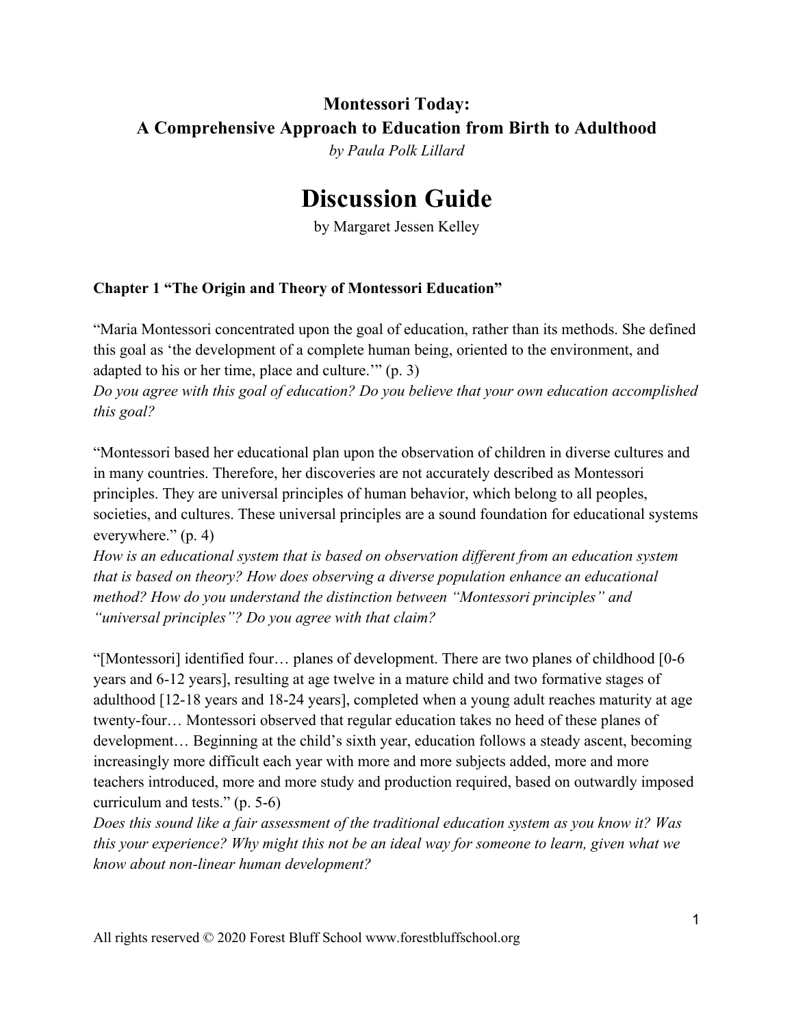**Montessori Today:**
**A Comprehensive Approach to Education from Birth to Adulthood**
*by Paula Polk Lillard*

# Discussion Guide

by Margaret Jessen Kelley

### Chapter 1 "The Origin and Theory of Montessori Education"

"Maria Montessori concentrated upon the goal of education, rather than its methods. She defined this goal as 'the development of a complete human being, oriented to the environment, and adapted to his or her time, place and culture.'" (p. 3)
*Do you agree with this goal of education? Do you believe that your own education accomplished this goal?*

"Montessori based her educational plan upon the observation of children in diverse cultures and in many countries. Therefore, her discoveries are not accurately described as Montessori principles. They are universal principles of human behavior, which belong to all peoples, societies, and cultures. These universal principles are a sound foundation for educational systems everywhere." (p. 4)
*How is an educational system that is based on observation different from an education system that is based on theory? How does observing a diverse population enhance an educational method? How do you understand the distinction between "Montessori principles" and "universal principles"? Do you agree with that claim?*

"[Montessori] identified four… planes of development. There are two planes of childhood [0-6 years and 6-12 years], resulting at age twelve in a mature child and two formative stages of adulthood [12-18 years and 18-24 years], completed when a young adult reaches maturity at age twenty-four… Montessori observed that regular education takes no heed of these planes of development… Beginning at the child's sixth year, education follows a steady ascent, becoming increasingly more difficult each year with more and more subjects added, more and more teachers introduced, more and more study and production required, based on outwardly imposed curriculum and tests." (p. 5-6)
*Does this sound like a fair assessment of the traditional education system as you know it? Was this your experience? Why might this not be an ideal way for someone to learn, given what we know about non-linear human development?*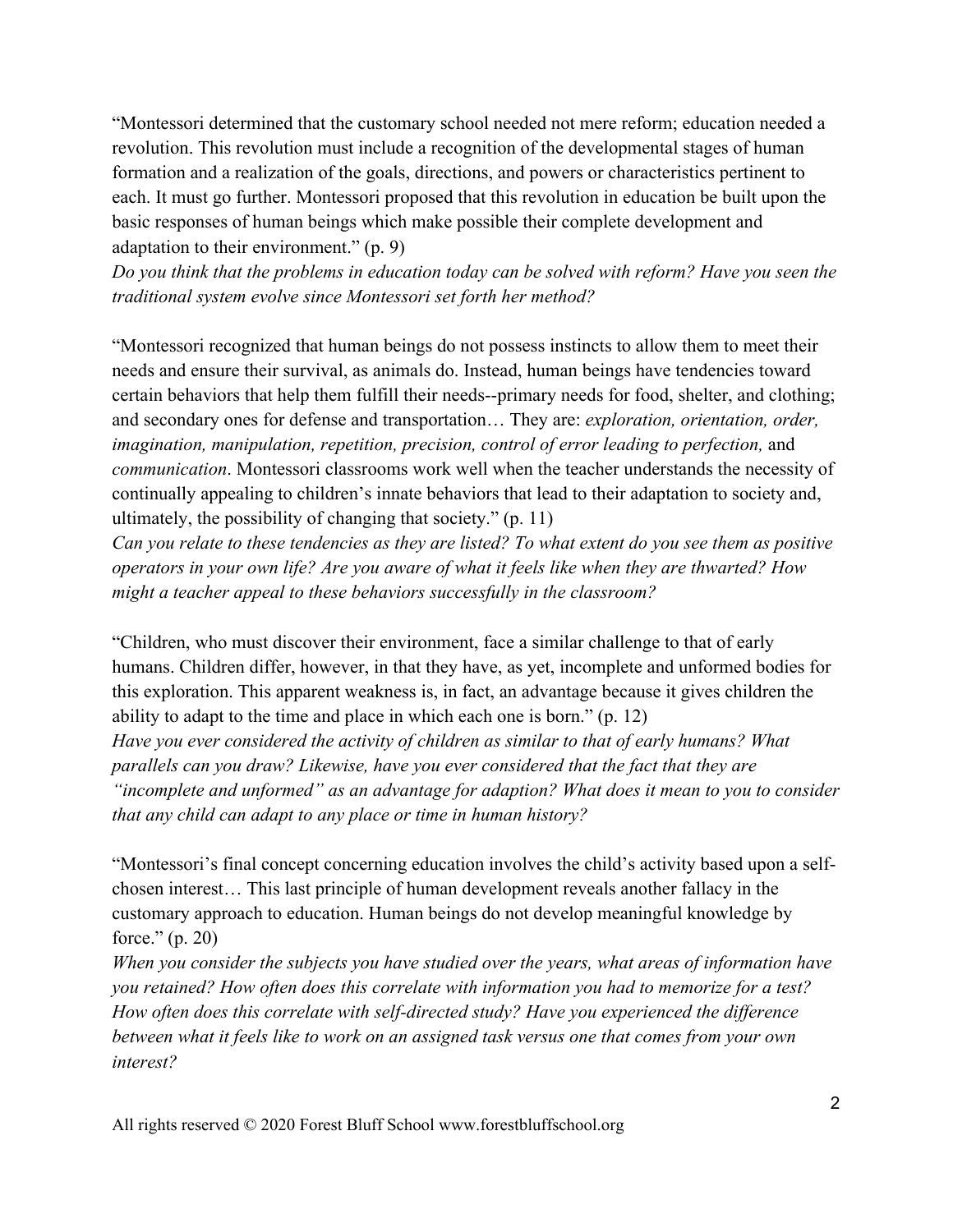"Montessori determined that the customary school needed not mere reform; education needed a revolution. This revolution must include a recognition of the developmental stages of human formation and a realization of the goals, directions, and powers or characteristics pertinent to each. It must go further. Montessori proposed that this revolution in education be built upon the basic responses of human beings which make possible their complete development and adaptation to their environment." (p. 9)

*Do you think that the problems in education today can be solved with reform? Have you seen the traditional system evolve since Montessori set forth her method?*

"Montessori recognized that human beings do not possess instincts to allow them to meet their needs and ensure their survival, as animals do. Instead, human beings have tendencies toward certain behaviors that help them fulfill their needs--primary needs for food, shelter, and clothing; and secondary ones for defense and transportation… They are: *exploration, orientation, order, imagination, manipulation, repetition, precision, control of error leading to perfection,* and *communication*. Montessori classrooms work well when the teacher understands the necessity of continually appealing to children's innate behaviors that lead to their adaptation to society and, ultimately, the possibility of changing that society." (p. 11)

*Can you relate to these tendencies as they are listed? To what extent do you see them as positive operators in your own life? Are you aware of what it feels like when they are thwarted? How might a teacher appeal to these behaviors successfully in the classroom?*

"Children, who must discover their environment, face a similar challenge to that of early humans. Children differ, however, in that they have, as yet, incomplete and unformed bodies for this exploration. This apparent weakness is, in fact, an advantage because it gives children the ability to adapt to the time and place in which each one is born." (p. 12)

*Have you ever considered the activity of children as similar to that of early humans? What parallels can you draw? Likewise, have you ever considered that the fact that they are "incomplete and unformed" as an advantage for adaption? What does it mean to you to consider that any child can adapt to any place or time in human history?*

"Montessori's final concept concerning education involves the child's activity based upon a self-chosen interest… This last principle of human development reveals another fallacy in the customary approach to education. Human beings do not develop meaningful knowledge by force." (p. 20)

*When you consider the subjects you have studied over the years, what areas of information have you retained? How often does this correlate with information you had to memorize for a test? How often does this correlate with self-directed study? Have you experienced the difference between what it feels like to work on an assigned task versus one that comes from your own interest?*

All rights reserved © 2020 Forest Bluff School www.forestbluffschool.org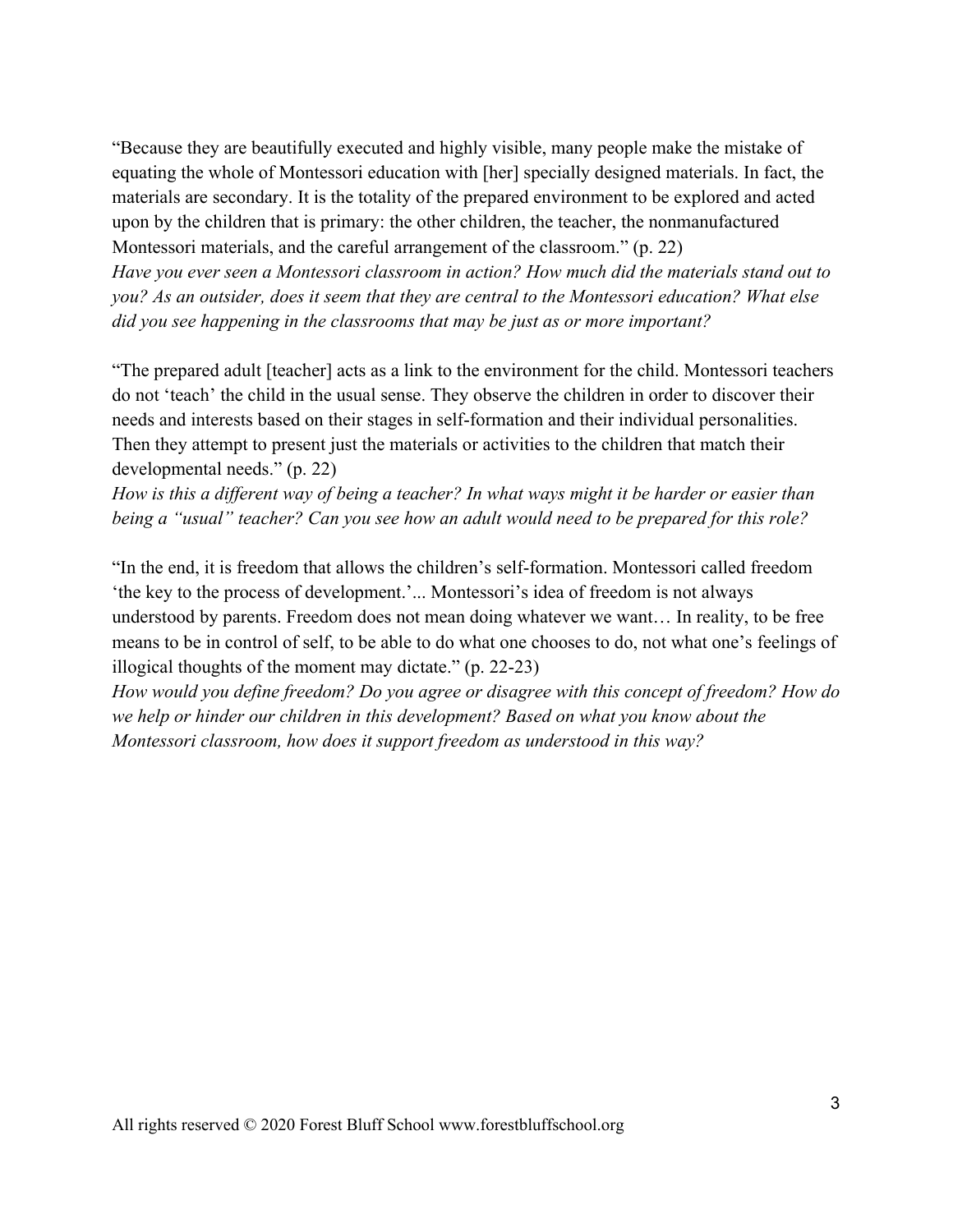"Because they are beautifully executed and highly visible, many people make the mistake of equating the whole of Montessori education with [her] specially designed materials. In fact, the materials are secondary. It is the totality of the prepared environment to be explored and acted upon by the children that is primary: the other children, the teacher, the nonmanufactured Montessori materials, and the careful arrangement of the classroom." (p. 22)
*Have you ever seen a Montessori classroom in action? How much did the materials stand out to you? As an outsider, does it seem that they are central to the Montessori education? What else did you see happening in the classrooms that may be just as or more important?*

"The prepared adult [teacher] acts as a link to the environment for the child. Montessori teachers do not 'teach' the child in the usual sense. They observe the children in order to discover their needs and interests based on their stages in self-formation and their individual personalities. Then they attempt to present just the materials or activities to the children that match their developmental needs." (p. 22)
*How is this a different way of being a teacher? In what ways might it be harder or easier than being a "usual" teacher? Can you see how an adult would need to be prepared for this role?*

"In the end, it is freedom that allows the children's self-formation. Montessori called freedom 'the key to the process of development.'... Montessori's idea of freedom is not always understood by parents. Freedom does not mean doing whatever we want… In reality, to be free means to be in control of self, to be able to do what one chooses to do, not what one's feelings of illogical thoughts of the moment may dictate." (p. 22-23)
*How would you define freedom? Do you agree or disagree with this concept of freedom? How do we help or hinder our children in this development? Based on what you know about the Montessori classroom, how does it support freedom as understood in this way?*

All rights reserved © 2020 Forest Bluff School www.forestbluffschool.org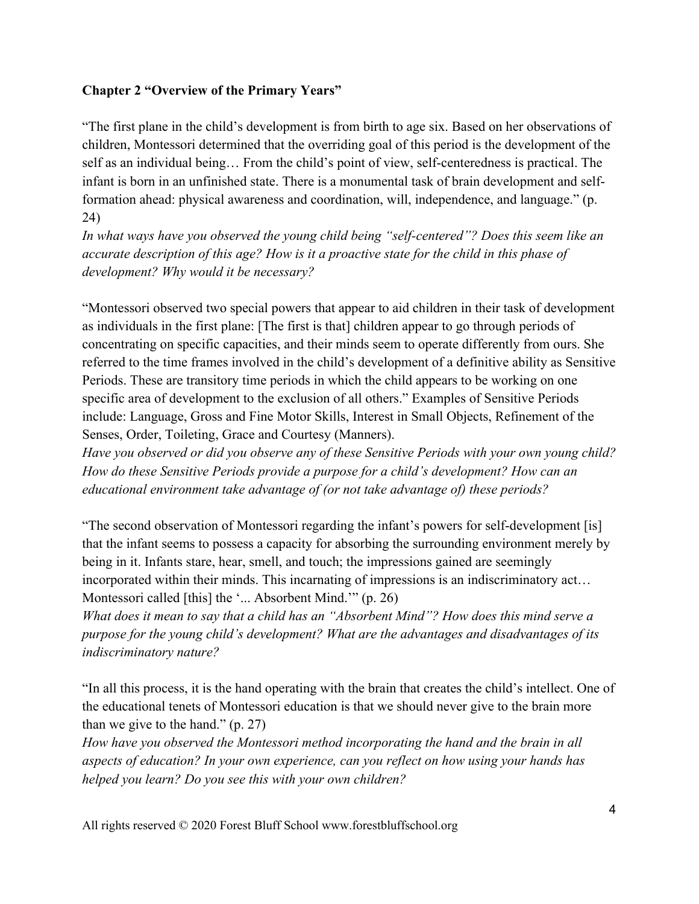**Chapter 2 "Overview of the Primary Years"**

"The first plane in the child's development is from birth to age six. Based on her observations of children, Montessori determined that the overriding goal of this period is the development of the self as an individual being… From the child's point of view, self-centeredness is practical. The infant is born in an unfinished state. There is a monumental task of brain development and self-formation ahead: physical awareness and coordination, will, independence, and language." (p. 24)

*In what ways have you observed the young child being "self-centered"? Does this seem like an accurate description of this age? How is it a proactive state for the child in this phase of development? Why would it be necessary?*

"Montessori observed two special powers that appear to aid children in their task of development as individuals in the first plane: [The first is that] children appear to go through periods of concentrating on specific capacities, and their minds seem to operate differently from ours. She referred to the time frames involved in the child's development of a definitive ability as Sensitive Periods. These are transitory time periods in which the child appears to be working on one specific area of development to the exclusion of all others." Examples of Sensitive Periods include: Language, Gross and Fine Motor Skills, Interest in Small Objects, Refinement of the Senses, Order, Toileting, Grace and Courtesy (Manners).

*Have you observed or did you observe any of these Sensitive Periods with your own young child? How do these Sensitive Periods provide a purpose for a child's development? How can an educational environment take advantage of (or not take advantage of) these periods?*

"The second observation of Montessori regarding the infant's powers for self-development [is] that the infant seems to possess a capacity for absorbing the surrounding environment merely by being in it. Infants stare, hear, smell, and touch; the impressions gained are seemingly incorporated within their minds. This incarnating of impressions is an indiscriminatory act… Montessori called [this] the '... Absorbent Mind.'" (p. 26)

*What does it mean to say that a child has an "Absorbent Mind"? How does this mind serve a purpose for the young child's development? What are the advantages and disadvantages of its indiscriminatory nature?*

"In all this process, it is the hand operating with the brain that creates the child's intellect. One of the educational tenets of Montessori education is that we should never give to the brain more than we give to the hand." (p. 27)

*How have you observed the Montessori method incorporating the hand and the brain in all aspects of education? In your own experience, can you reflect on how using your hands has helped you learn? Do you see this with your own children?*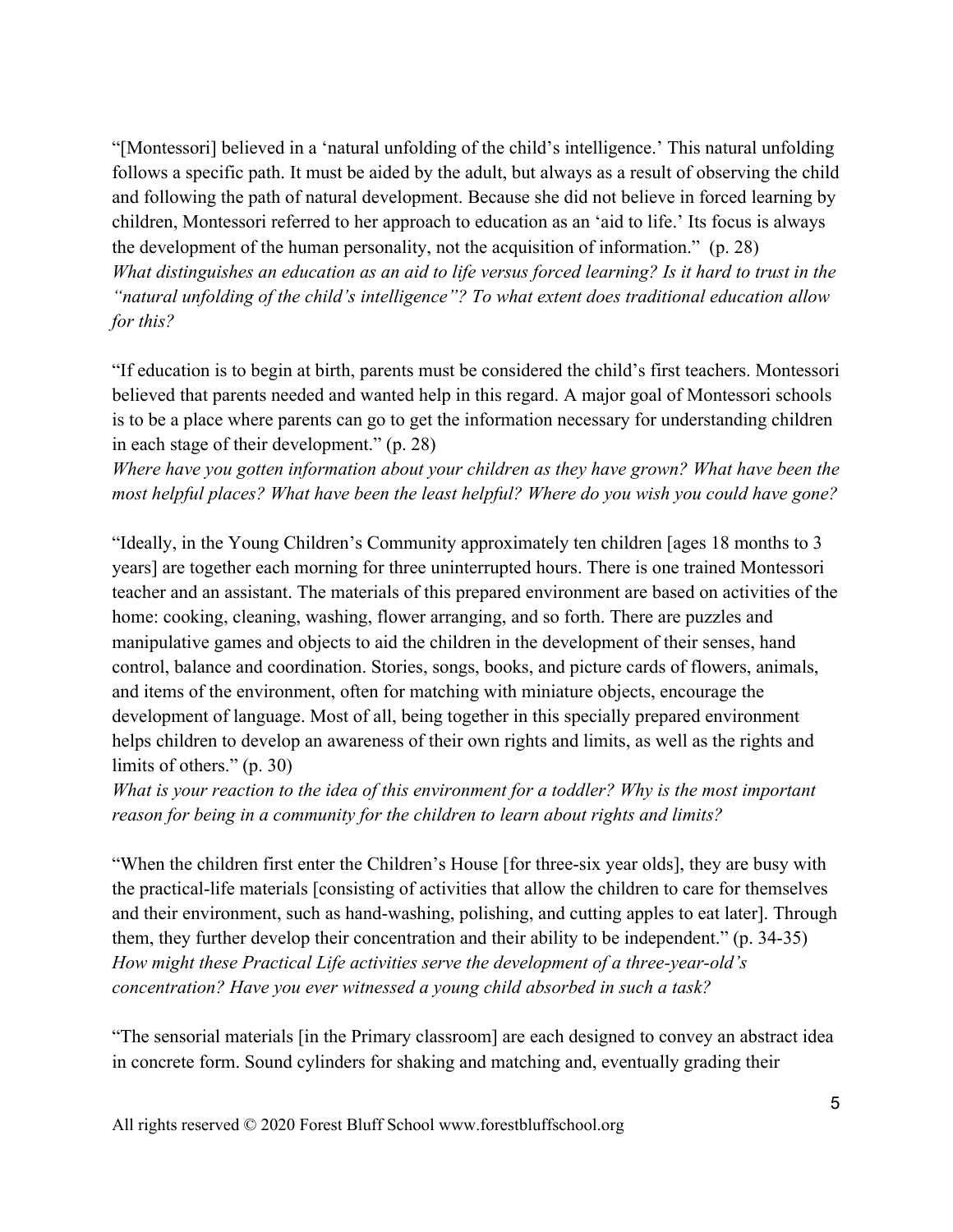"[Montessori] believed in a 'natural unfolding of the child's intelligence.' This natural unfolding follows a specific path. It must be aided by the adult, but always as a result of observing the child and following the path of natural development. Because she did not believe in forced learning by children, Montessori referred to her approach to education as an 'aid to life.' Its focus is always the development of the human personality, not the acquisition of information." (p. 28)
*What distinguishes an education as an aid to life versus forced learning? Is it hard to trust in the "natural unfolding of the child's intelligence"? To what extent does traditional education allow for this?*

"If education is to begin at birth, parents must be considered the child's first teachers. Montessori believed that parents needed and wanted help in this regard. A major goal of Montessori schools is to be a place where parents can go to get the information necessary for understanding children in each stage of their development." (p. 28)
*Where have you gotten information about your children as they have grown? What have been the most helpful places? What have been the least helpful? Where do you wish you could have gone?*

"Ideally, in the Young Children's Community approximately ten children [ages 18 months to 3 years] are together each morning for three uninterrupted hours. There is one trained Montessori teacher and an assistant. The materials of this prepared environment are based on activities of the home: cooking, cleaning, washing, flower arranging, and so forth. There are puzzles and manipulative games and objects to aid the children in the development of their senses, hand control, balance and coordination. Stories, songs, books, and picture cards of flowers, animals, and items of the environment, often for matching with miniature objects, encourage the development of language. Most of all, being together in this specially prepared environment helps children to develop an awareness of their own rights and limits, as well as the rights and limits of others." (p. 30)
*What is your reaction to the idea of this environment for a toddler? Why is the most important reason for being in a community for the children to learn about rights and limits?*

"When the children first enter the Children's House [for three-six year olds], they are busy with the practical-life materials [consisting of activities that allow the children to care for themselves and their environment, such as hand-washing, polishing, and cutting apples to eat later]. Through them, they further develop their concentration and their ability to be independent." (p. 34-35)
*How might these Practical Life activities serve the development of a three-year-old's concentration? Have you ever witnessed a young child absorbed in such a task?*

"The sensorial materials [in the Primary classroom] are each designed to convey an abstract idea in concrete form. Sound cylinders for shaking and matching and, eventually grading their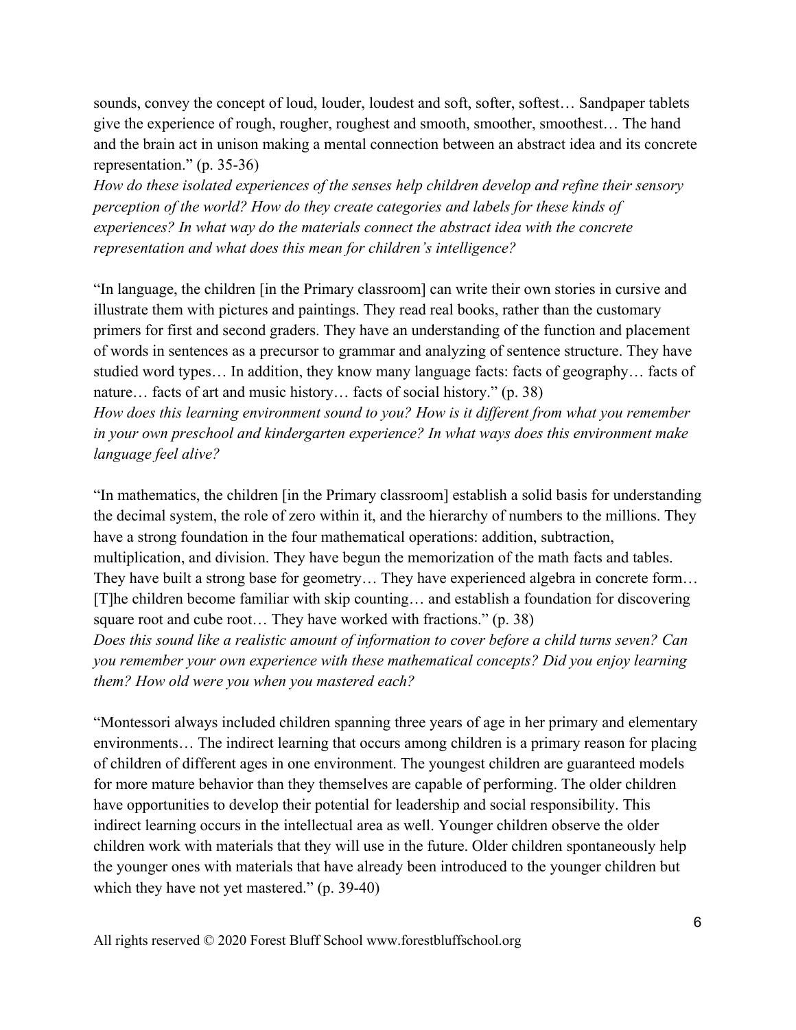sounds, convey the concept of loud, louder, loudest and soft, softer, softest… Sandpaper tablets give the experience of rough, rougher, roughest and smooth, smoother, smoothest… The hand and the brain act in unison making a mental connection between an abstract idea and its concrete representation." (p. 35-36)

*How do these isolated experiences of the senses help children develop and refine their sensory perception of the world? How do they create categories and labels for these kinds of experiences? In what way do the materials connect the abstract idea with the concrete representation and what does this mean for children's intelligence?*

"In language, the children [in the Primary classroom] can write their own stories in cursive and illustrate them with pictures and paintings. They read real books, rather than the customary primers for first and second graders. They have an understanding of the function and placement of words in sentences as a precursor to grammar and analyzing of sentence structure. They have studied word types… In addition, they know many language facts: facts of geography… facts of nature… facts of art and music history… facts of social history." (p. 38)

*How does this learning environment sound to you? How is it different from what you remember in your own preschool and kindergarten experience? In what ways does this environment make language feel alive?*

"In mathematics, the children [in the Primary classroom] establish a solid basis for understanding the decimal system, the role of zero within it, and the hierarchy of numbers to the millions. They have a strong foundation in the four mathematical operations: addition, subtraction, multiplication, and division. They have begun the memorization of the math facts and tables. They have built a strong base for geometry… They have experienced algebra in concrete form… [T]he children become familiar with skip counting… and establish a foundation for discovering square root and cube root… They have worked with fractions." (p. 38)

*Does this sound like a realistic amount of information to cover before a child turns seven? Can you remember your own experience with these mathematical concepts? Did you enjoy learning them? How old were you when you mastered each?*

"Montessori always included children spanning three years of age in her primary and elementary environments… The indirect learning that occurs among children is a primary reason for placing of children of different ages in one environment. The youngest children are guaranteed models for more mature behavior than they themselves are capable of performing. The older children have opportunities to develop their potential for leadership and social responsibility. This indirect learning occurs in the intellectual area as well. Younger children observe the older children work with materials that they will use in the future. Older children spontaneously help the younger ones with materials that have already been introduced to the younger children but which they have not yet mastered." (p. 39-40)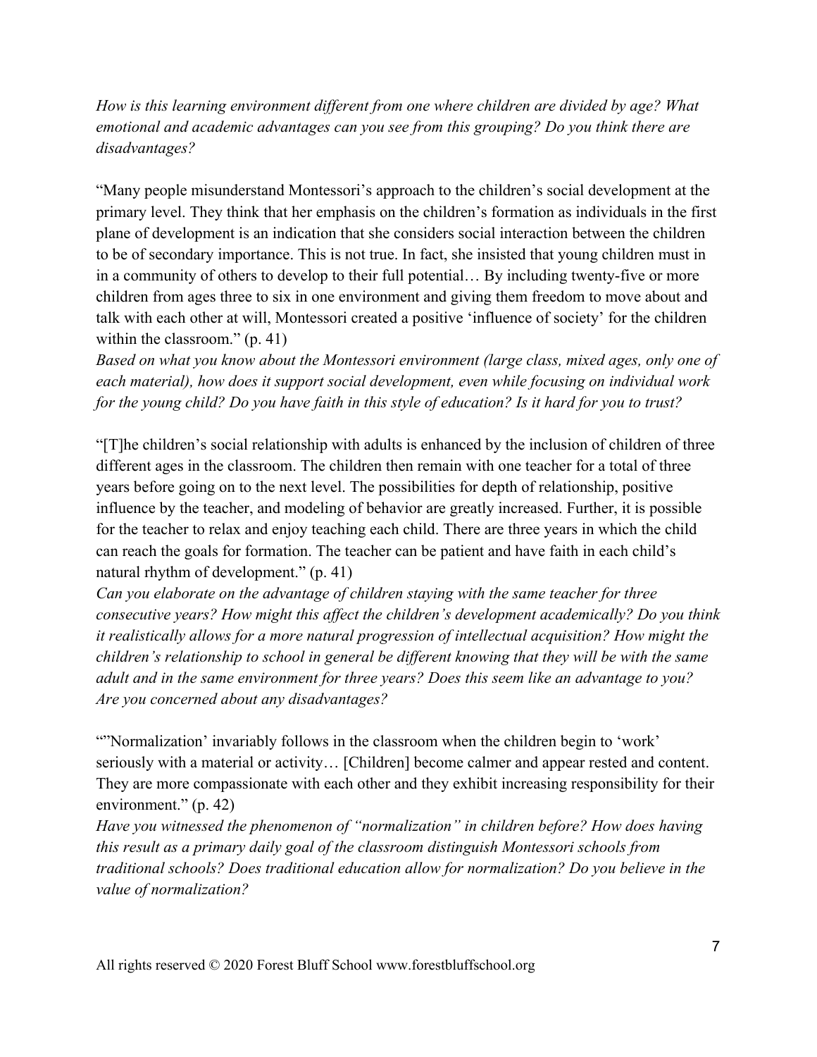*How is this learning environment different from one where children are divided by age? What emotional and academic advantages can you see from this grouping? Do you think there are disadvantages?*

"Many people misunderstand Montessori's approach to the children's social development at the primary level. They think that her emphasis on the children's formation as individuals in the first plane of development is an indication that she considers social interaction between the children to be of secondary importance. This is not true. In fact, she insisted that young children must in in a community of others to develop to their full potential… By including twenty-five or more children from ages three to six in one environment and giving them freedom to move about and talk with each other at will, Montessori created a positive 'influence of society' for the children within the classroom." (p. 41)

*Based on what you know about the Montessori environment (large class, mixed ages, only one of each material), how does it support social development, even while focusing on individual work for the young child? Do you have faith in this style of education? Is it hard for you to trust?*

"[T]he children's social relationship with adults is enhanced by the inclusion of children of three different ages in the classroom. The children then remain with one teacher for a total of three years before going on to the next level. The possibilities for depth of relationship, positive influence by the teacher, and modeling of behavior are greatly increased. Further, it is possible for the teacher to relax and enjoy teaching each child. There are three years in which the child can reach the goals for formation. The teacher can be patient and have faith in each child's natural rhythm of development." (p. 41)

*Can you elaborate on the advantage of children staying with the same teacher for three consecutive years? How might this affect the children's development academically? Do you think it realistically allows for a more natural progression of intellectual acquisition? How might the children's relationship to school in general be different knowing that they will be with the same adult and in the same environment for three years? Does this seem like an advantage to you? Are you concerned about any disadvantages?*

""'Normalization' invariably follows in the classroom when the children begin to 'work' seriously with a material or activity… [Children] become calmer and appear rested and content. They are more compassionate with each other and they exhibit increasing responsibility for their environment." (p. 42)

*Have you witnessed the phenomenon of "normalization" in children before? How does having this result as a primary daily goal of the classroom distinguish Montessori schools from traditional schools? Does traditional education allow for normalization? Do you believe in the value of normalization?*

All rights reserved © 2020 Forest Bluff School www.forestbluffschool.org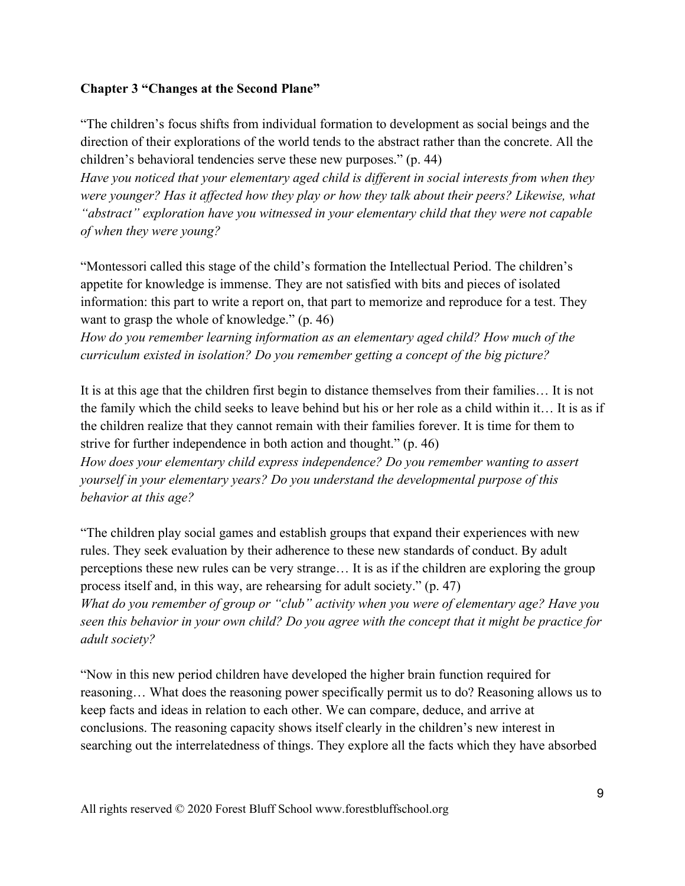**Chapter 3 "Changes at the Second Plane"**

"The children's focus shifts from individual formation to development as social beings and the direction of their explorations of the world tends to the abstract rather than the concrete. All the children's behavioral tendencies serve these new purposes." (p. 44)
*Have you noticed that your elementary aged child is different in social interests from when they were younger? Has it affected how they play or how they talk about their peers? Likewise, what "abstract" exploration have you witnessed in your elementary child that they were not capable of when they were young?*

"Montessori called this stage of the child's formation the Intellectual Period. The children's appetite for knowledge is immense. They are not satisfied with bits and pieces of isolated information: this part to write a report on, that part to memorize and reproduce for a test. They want to grasp the whole of knowledge." (p. 46)
*How do you remember learning information as an elementary aged child? How much of the curriculum existed in isolation? Do you remember getting a concept of the big picture?*

It is at this age that the children first begin to distance themselves from their families… It is not the family which the child seeks to leave behind but his or her role as a child within it… It is as if the children realize that they cannot remain with their families forever. It is time for them to strive for further independence in both action and thought." (p. 46)
*How does your elementary child express independence? Do you remember wanting to assert yourself in your elementary years? Do you understand the developmental purpose of this behavior at this age?*

"The children play social games and establish groups that expand their experiences with new rules. They seek evaluation by their adherence to these new standards of conduct. By adult perceptions these new rules can be very strange… It is as if the children are exploring the group process itself and, in this way, are rehearsing for adult society." (p. 47)
*What do you remember of group or "club" activity when you were of elementary age? Have you seen this behavior in your own child? Do you agree with the concept that it might be practice for adult society?*

"Now in this new period children have developed the higher brain function required for reasoning… What does the reasoning power specifically permit us to do? Reasoning allows us to keep facts and ideas in relation to each other. We can compare, deduce, and arrive at conclusions. The reasoning capacity shows itself clearly in the children's new interest in searching out the interrelatedness of things. They explore all the facts which they have absorbed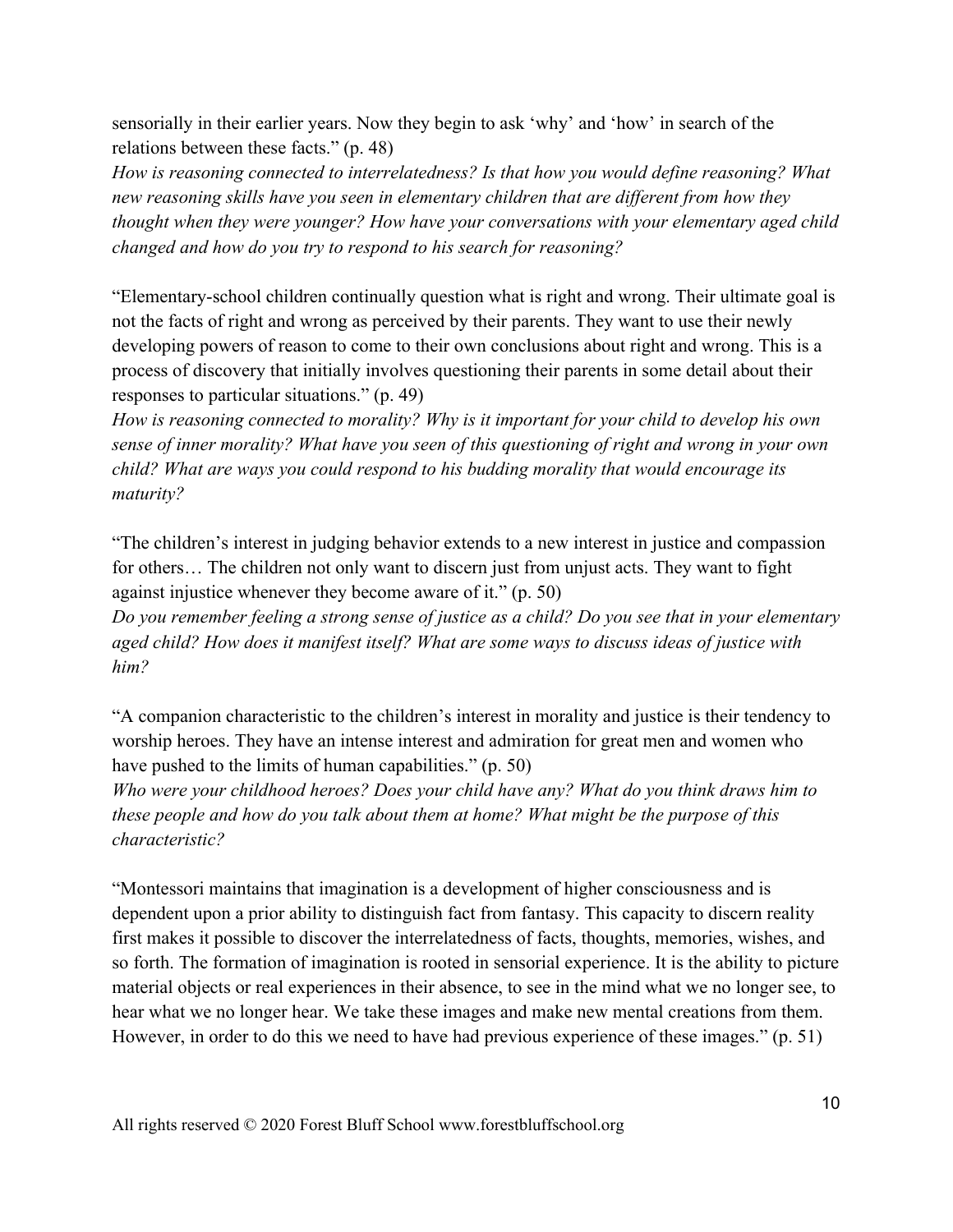sensorially in their earlier years. Now they begin to ask 'why' and 'how' in search of the relations between these facts." (p. 48)

*How is reasoning connected to interrelatedness? Is that how you would define reasoning? What new reasoning skills have you seen in elementary children that are different from how they thought when they were younger? How have your conversations with your elementary aged child changed and how do you try to respond to his search for reasoning?*

"Elementary-school children continually question what is right and wrong. Their ultimate goal is not the facts of right and wrong as perceived by their parents. They want to use their newly developing powers of reason to come to their own conclusions about right and wrong. This is a process of discovery that initially involves questioning their parents in some detail about their responses to particular situations." (p. 49)

*How is reasoning connected to morality? Why is it important for your child to develop his own sense of inner morality? What have you seen of this questioning of right and wrong in your own child? What are ways you could respond to his budding morality that would encourage its maturity?*

"The children's interest in judging behavior extends to a new interest in justice and compassion for others… The children not only want to discern just from unjust acts. They want to fight against injustice whenever they become aware of it." (p. 50)

*Do you remember feeling a strong sense of justice as a child? Do you see that in your elementary aged child? How does it manifest itself? What are some ways to discuss ideas of justice with him?*

"A companion characteristic to the children's interest in morality and justice is their tendency to worship heroes. They have an intense interest and admiration for great men and women who have pushed to the limits of human capabilities." (p. 50)

*Who were your childhood heroes? Does your child have any? What do you think draws him to these people and how do you talk about them at home? What might be the purpose of this characteristic?*

"Montessori maintains that imagination is a development of higher consciousness and is dependent upon a prior ability to distinguish fact from fantasy. This capacity to discern reality first makes it possible to discover the interrelatedness of facts, thoughts, memories, wishes, and so forth. The formation of imagination is rooted in sensorial experience. It is the ability to picture material objects or real experiences in their absence, to see in the mind what we no longer see, to hear what we no longer hear. We take these images and make new mental creations from them. However, in order to do this we need to have had previous experience of these images." (p. 51)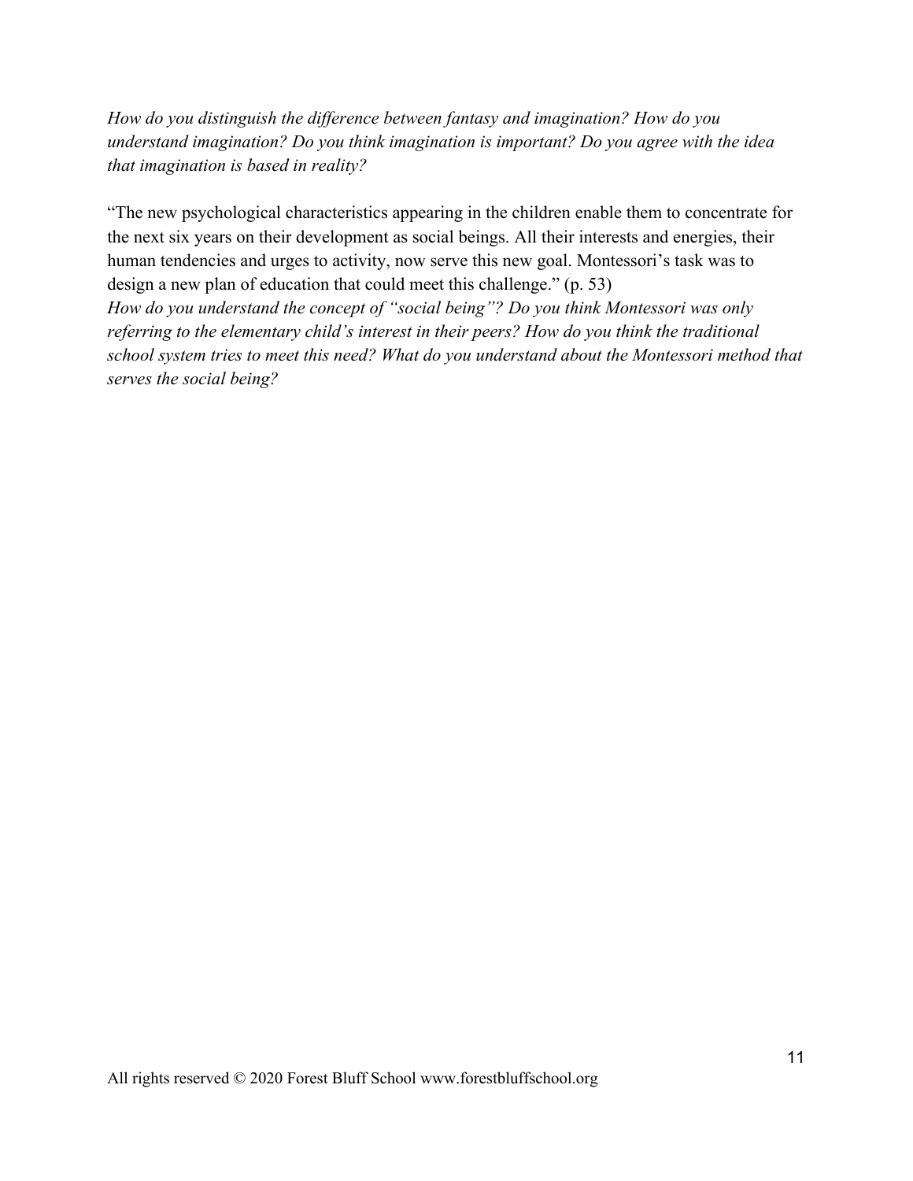*How do you distinguish the difference between fantasy and imagination? How do you understand imagination? Do you think imagination is important? Do you agree with the idea that imagination is based in reality?*

"The new psychological characteristics appearing in the children enable them to concentrate for the next six years on their development as social beings. All their interests and energies, their human tendencies and urges to activity, now serve this new goal. Montessori's task was to design a new plan of education that could meet this challenge." (p. 53)

*How do you understand the concept of "social being"? Do you think Montessori was only referring to the elementary child's interest in their peers? How do you think the traditional school system tries to meet this need? What do you understand about the Montessori method that serves the social being?*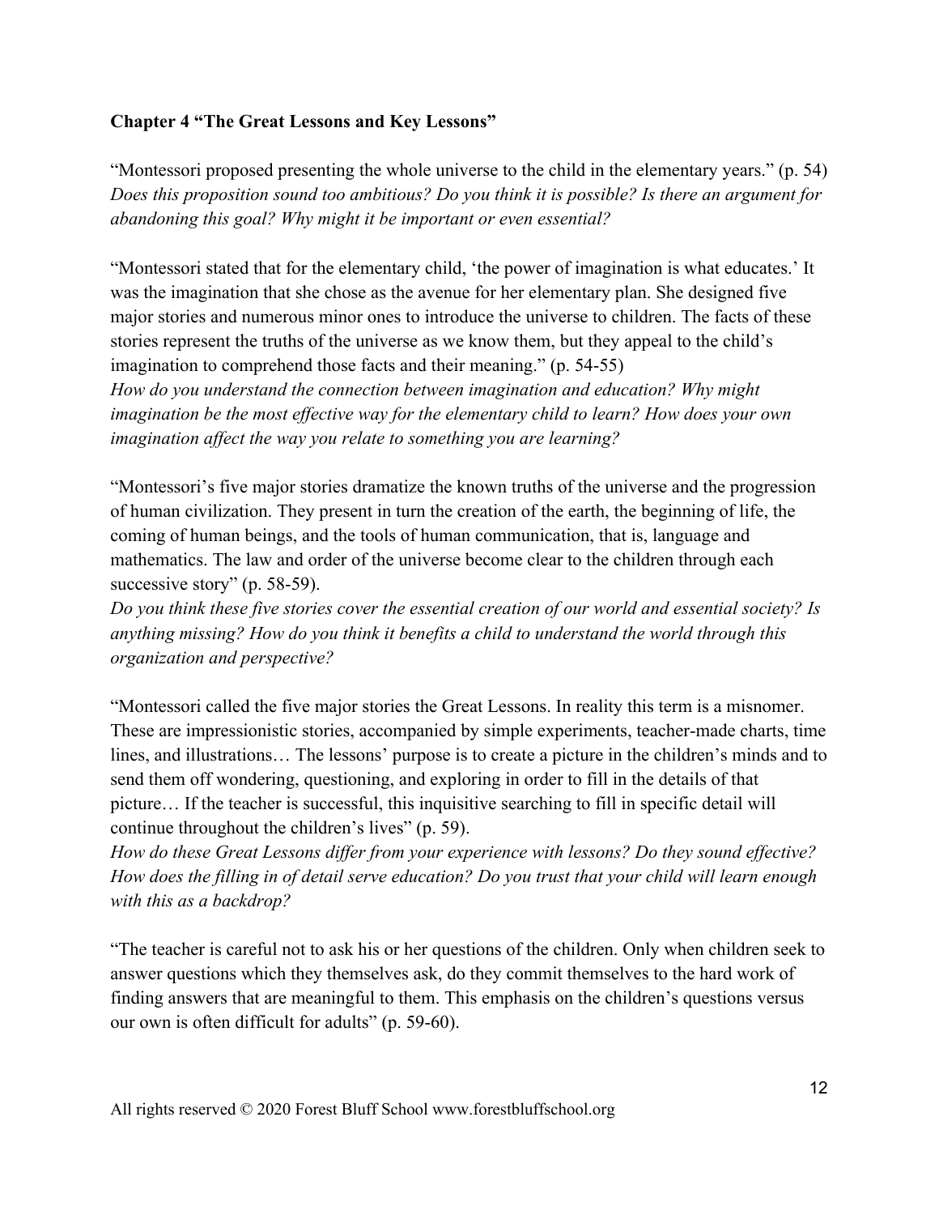**Chapter 4 "The Great Lessons and Key Lessons"**

"Montessori proposed presenting the whole universe to the child in the elementary years." (p. 54) *Does this proposition sound too ambitious? Do you think it is possible? Is there an argument for abandoning this goal? Why might it be important or even essential?*

"Montessori stated that for the elementary child, 'the power of imagination is what educates.' It was the imagination that she chose as the avenue for her elementary plan. She designed five major stories and numerous minor ones to introduce the universe to children. The facts of these stories represent the truths of the universe as we know them, but they appeal to the child's imagination to comprehend those facts and their meaning." (p. 54-55)
*How do you understand the connection between imagination and education? Why might imagination be the most effective way for the elementary child to learn? How does your own imagination affect the way you relate to something you are learning?*

"Montessori's five major stories dramatize the known truths of the universe and the progression of human civilization. They present in turn the creation of the earth, the beginning of life, the coming of human beings, and the tools of human communication, that is, language and mathematics. The law and order of the universe become clear to the children through each successive story" (p. 58-59).
*Do you think these five stories cover the essential creation of our world and essential society? Is anything missing? How do you think it benefits a child to understand the world through this organization and perspective?*

"Montessori called the five major stories the Great Lessons. In reality this term is a misnomer. These are impressionistic stories, accompanied by simple experiments, teacher-made charts, time lines, and illustrations… The lessons' purpose is to create a picture in the children's minds and to send them off wondering, questioning, and exploring in order to fill in the details of that picture… If the teacher is successful, this inquisitive searching to fill in specific detail will continue throughout the children's lives" (p. 59).
*How do these Great Lessons differ from your experience with lessons? Do they sound effective? How does the filling in of detail serve education? Do you trust that your child will learn enough with this as a backdrop?*

"The teacher is careful not to ask his or her questions of the children. Only when children seek to answer questions which they themselves ask, do they commit themselves to the hard work of finding answers that are meaningful to them. This emphasis on the children's questions versus our own is often difficult for adults" (p. 59-60).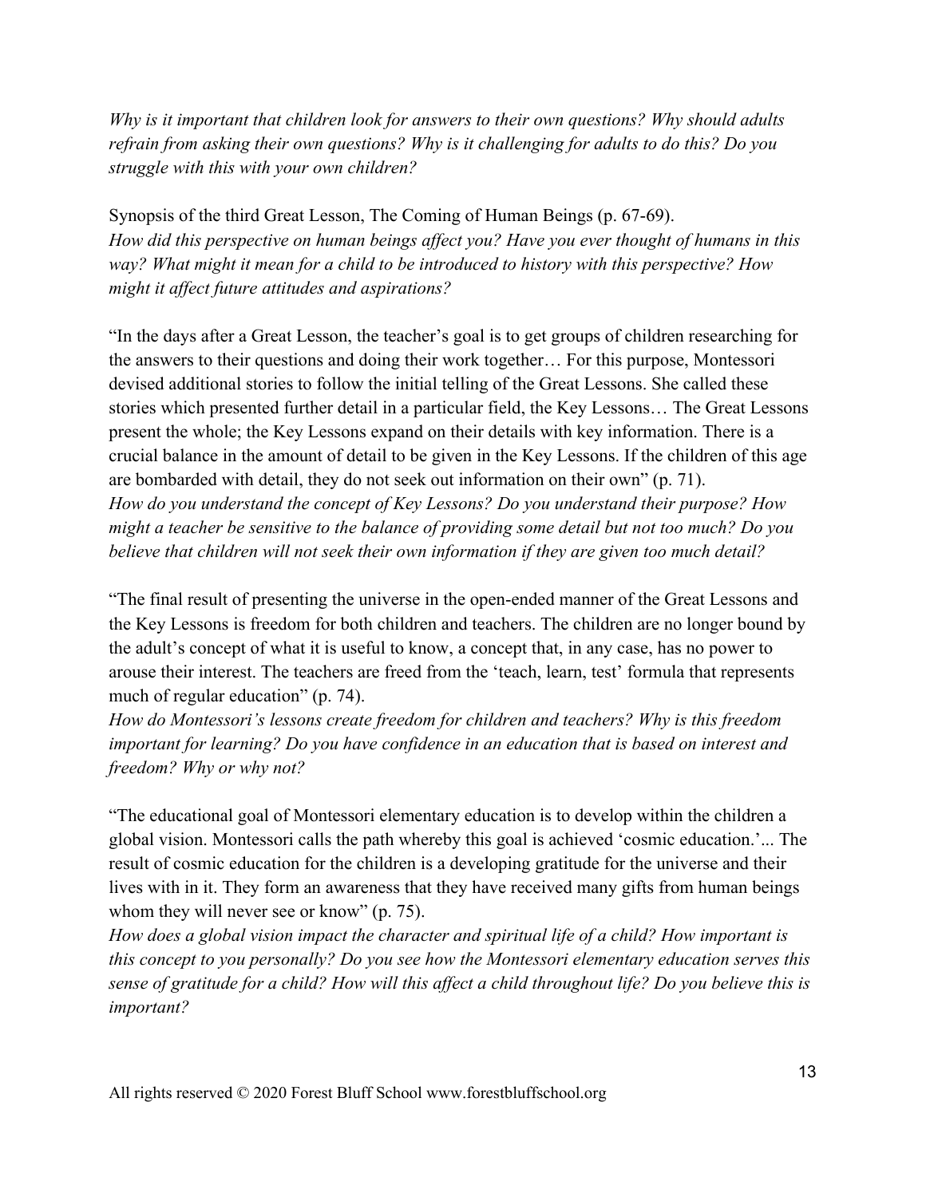*Why is it important that children look for answers to their own questions? Why should adults refrain from asking their own questions? Why is it challenging for adults to do this? Do you struggle with this with your own children?*

Synopsis of the third Great Lesson, The Coming of Human Beings (p. 67-69).
*How did this perspective on human beings affect you? Have you ever thought of humans in this way? What might it mean for a child to be introduced to history with this perspective? How might it affect future attitudes and aspirations?*

"In the days after a Great Lesson, the teacher's goal is to get groups of children researching for the answers to their questions and doing their work together… For this purpose, Montessori devised additional stories to follow the initial telling of the Great Lessons. She called these stories which presented further detail in a particular field, the Key Lessons… The Great Lessons present the whole; the Key Lessons expand on their details with key information. There is a crucial balance in the amount of detail to be given in the Key Lessons. If the children of this age are bombarded with detail, they do not seek out information on their own" (p. 71).
*How do you understand the concept of Key Lessons? Do you understand their purpose? How might a teacher be sensitive to the balance of providing some detail but not too much? Do you believe that children will not seek their own information if they are given too much detail?*

"The final result of presenting the universe in the open-ended manner of the Great Lessons and the Key Lessons is freedom for both children and teachers. The children are no longer bound by the adult's concept of what it is useful to know, a concept that, in any case, has no power to arouse their interest. The teachers are freed from the 'teach, learn, test' formula that represents much of regular education" (p. 74).
*How do Montessori's lessons create freedom for children and teachers? Why is this freedom important for learning? Do you have confidence in an education that is based on interest and freedom? Why or why not?*

"The educational goal of Montessori elementary education is to develop within the children a global vision. Montessori calls the path whereby this goal is achieved 'cosmic education.'... The result of cosmic education for the children is a developing gratitude for the universe and their lives with in it. They form an awareness that they have received many gifts from human beings whom they will never see or know" (p. 75).
*How does a global vision impact the character and spiritual life of a child? How important is this concept to you personally? Do you see how the Montessori elementary education serves this sense of gratitude for a child? How will this affect a child throughout life? Do you believe this is important?*

All rights reserved © 2020 Forest Bluff School www.forestbluffschool.org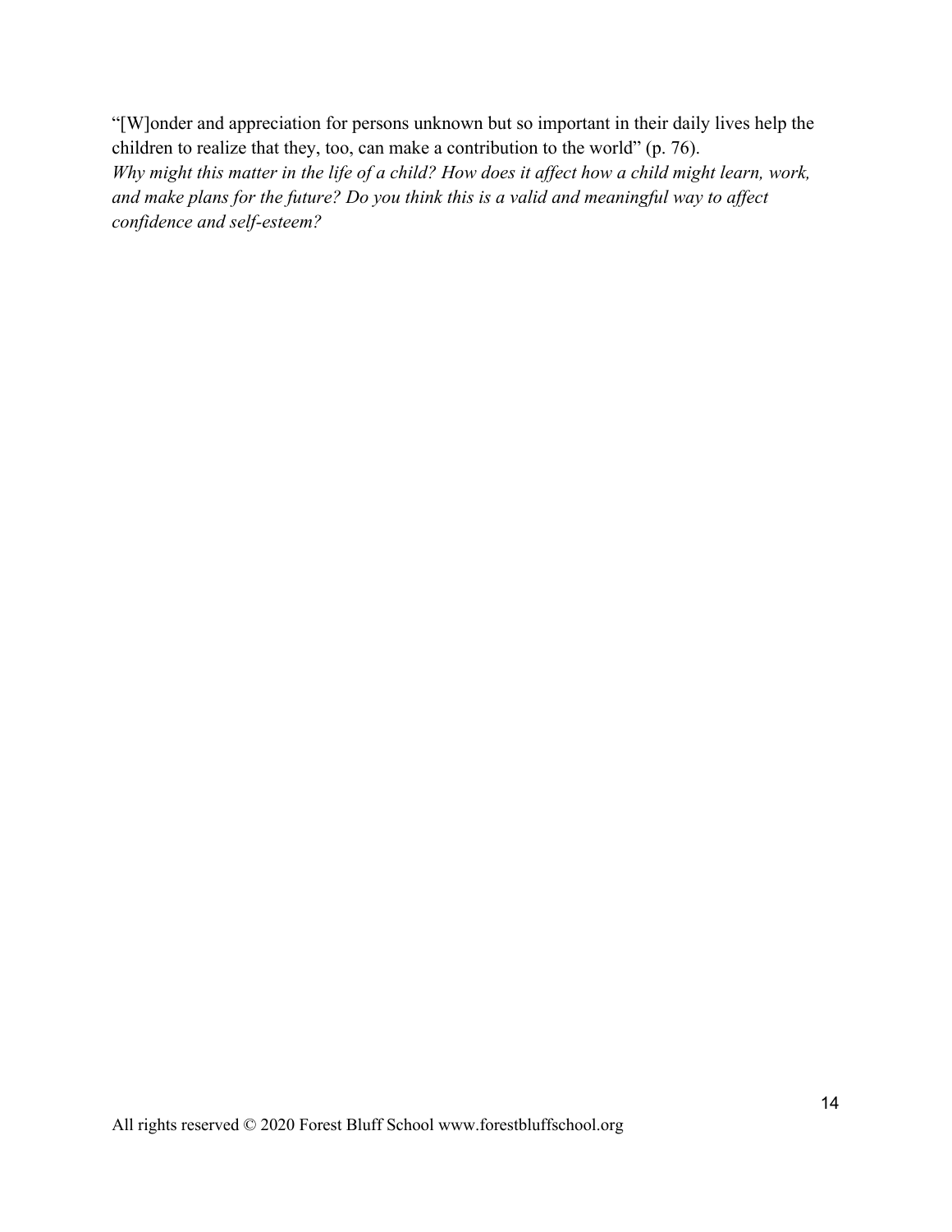"[W]onder and appreciation for persons unknown but so important in their daily lives help the children to realize that they, too, can make a contribution to the world" (p. 76).
*Why might this matter in the life of a child? How does it affect how a child might learn, work, and make plans for the future? Do you think this is a valid and meaningful way to affect confidence and self-esteem?*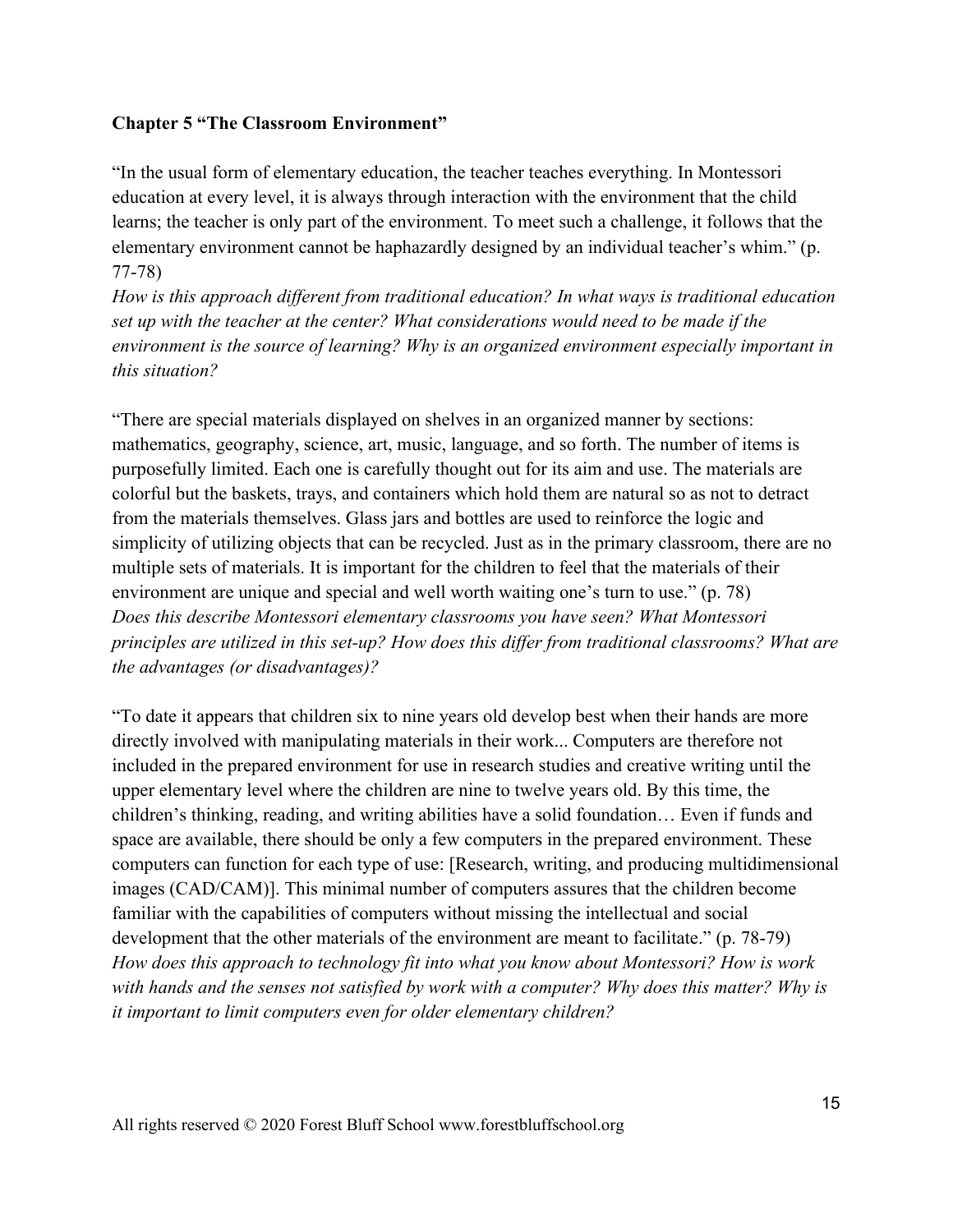**Chapter 5 "The Classroom Environment"**

"In the usual form of elementary education, the teacher teaches everything. In Montessori education at every level, it is always through interaction with the environment that the child learns; the teacher is only part of the environment. To meet such a challenge, it follows that the elementary environment cannot be haphazardly designed by an individual teacher's whim." (p. 77-78)

*How is this approach different from traditional education? In what ways is traditional education set up with the teacher at the center? What considerations would need to be made if the environment is the source of learning? Why is an organized environment especially important in this situation?*

"There are special materials displayed on shelves in an organized manner by sections: mathematics, geography, science, art, music, language, and so forth. The number of items is purposefully limited. Each one is carefully thought out for its aim and use. The materials are colorful but the baskets, trays, and containers which hold them are natural so as not to detract from the materials themselves. Glass jars and bottles are used to reinforce the logic and simplicity of utilizing objects that can be recycled. Just as in the primary classroom, there are no multiple sets of materials. It is important for the children to feel that the materials of their environment are unique and special and well worth waiting one's turn to use." (p. 78)

*Does this describe Montessori elementary classrooms you have seen? What Montessori principles are utilized in this set-up? How does this differ from traditional classrooms? What are the advantages (or disadvantages)?*

"To date it appears that children six to nine years old develop best when their hands are more directly involved with manipulating materials in their work... Computers are therefore not included in the prepared environment for use in research studies and creative writing until the upper elementary level where the children are nine to twelve years old. By this time, the children's thinking, reading, and writing abilities have a solid foundation… Even if funds and space are available, there should be only a few computers in the prepared environment. These computers can function for each type of use: [Research, writing, and producing multidimensional images (CAD/CAM)]. This minimal number of computers assures that the children become familiar with the capabilities of computers without missing the intellectual and social development that the other materials of the environment are meant to facilitate." (p. 78-79)

*How does this approach to technology fit into what you know about Montessori? How is work with hands and the senses not satisfied by work with a computer? Why does this matter? Why is it important to limit computers even for older elementary children?*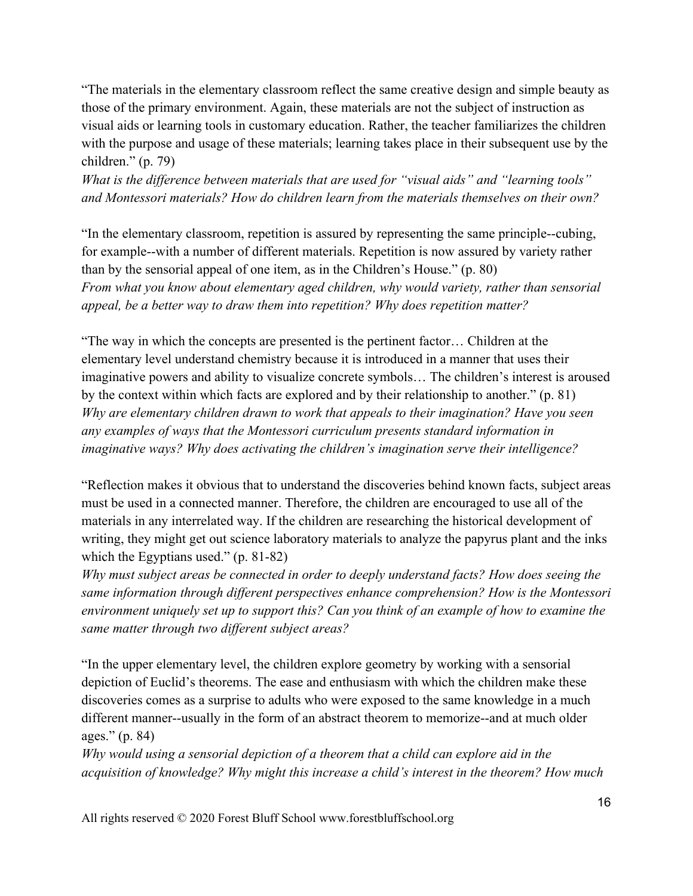"The materials in the elementary classroom reflect the same creative design and simple beauty as those of the primary environment. Again, these materials are not the subject of instruction as visual aids or learning tools in customary education. Rather, the teacher familiarizes the children with the purpose and usage of these materials; learning takes place in their subsequent use by the children." (p. 79)
*What is the difference between materials that are used for "visual aids" and "learning tools" and Montessori materials? How do children learn from the materials themselves on their own?*

"In the elementary classroom, repetition is assured by representing the same principle--cubing, for example--with a number of different materials. Repetition is now assured by variety rather than by the sensorial appeal of one item, as in the Children's House." (p. 80)
*From what you know about elementary aged children, why would variety, rather than sensorial appeal, be a better way to draw them into repetition? Why does repetition matter?*

"The way in which the concepts are presented is the pertinent factor… Children at the elementary level understand chemistry because it is introduced in a manner that uses their imaginative powers and ability to visualize concrete symbols… The children's interest is aroused by the context within which facts are explored and by their relationship to another." (p. 81)
*Why are elementary children drawn to work that appeals to their imagination? Have you seen any examples of ways that the Montessori curriculum presents standard information in imaginative ways? Why does activating the children's imagination serve their intelligence?*

"Reflection makes it obvious that to understand the discoveries behind known facts, subject areas must be used in a connected manner. Therefore, the children are encouraged to use all of the materials in any interrelated way. If the children are researching the historical development of writing, they might get out science laboratory materials to analyze the papyrus plant and the inks which the Egyptians used." (p. 81-82)
*Why must subject areas be connected in order to deeply understand facts? How does seeing the same information through different perspectives enhance comprehension? How is the Montessori environment uniquely set up to support this? Can you think of an example of how to examine the same matter through two different subject areas?*

"In the upper elementary level, the children explore geometry by working with a sensorial depiction of Euclid's theorems. The ease and enthusiasm with which the children make these discoveries comes as a surprise to adults who were exposed to the same knowledge in a much different manner--usually in the form of an abstract theorem to memorize--and at much older ages." (p. 84)
*Why would using a sensorial depiction of a theorem that a child can explore aid in the acquisition of knowledge? Why might this increase a child's interest in the theorem? How much*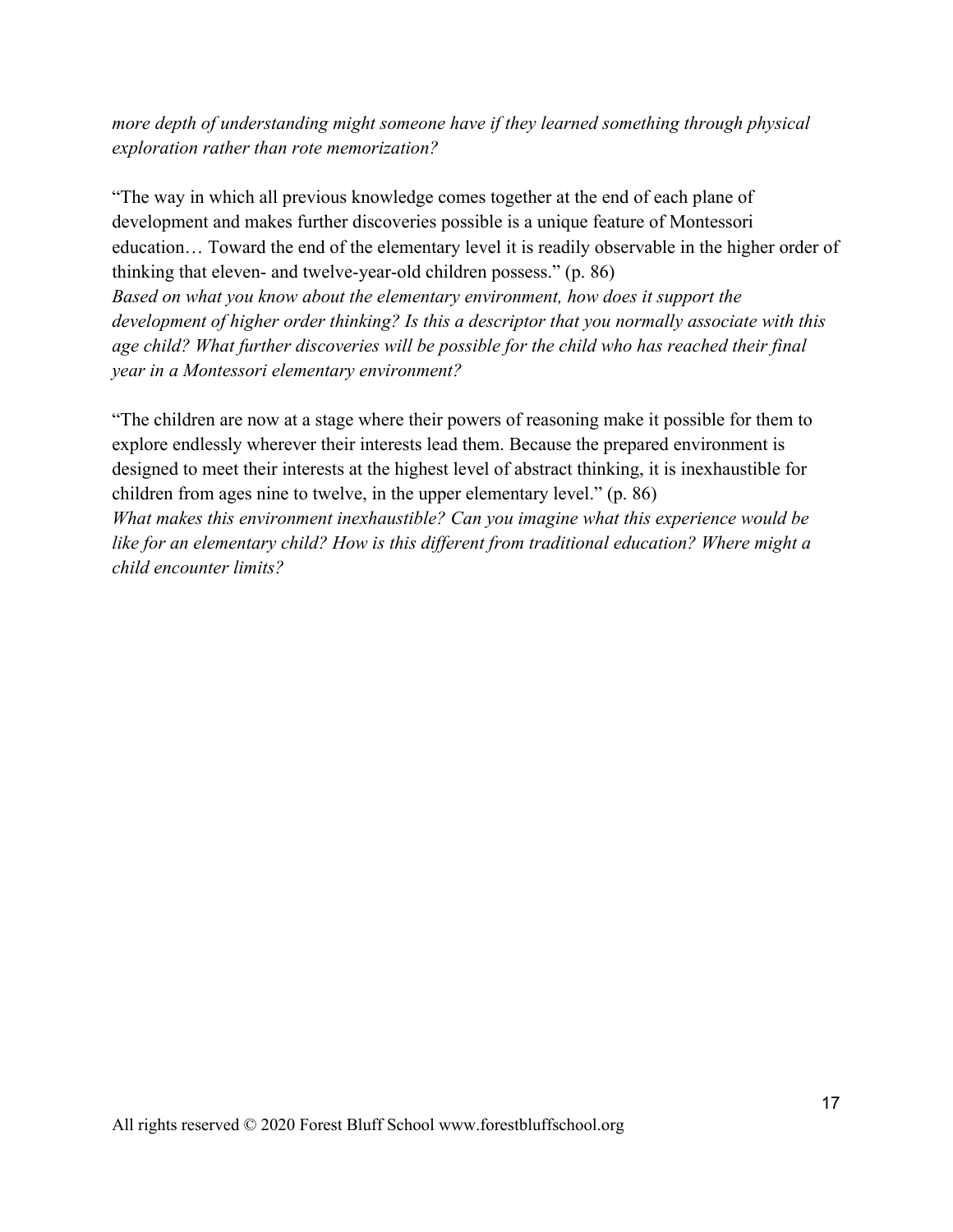*more depth of understanding might someone have if they learned something through physical exploration rather than rote memorization?*

"The way in which all previous knowledge comes together at the end of each plane of development and makes further discoveries possible is a unique feature of Montessori education… Toward the end of the elementary level it is readily observable in the higher order of thinking that eleven- and twelve-year-old children possess." (p. 86)

*Based on what you know about the elementary environment, how does it support the development of higher order thinking? Is this a descriptor that you normally associate with this age child? What further discoveries will be possible for the child who has reached their final year in a Montessori elementary environment?*

"The children are now at a stage where their powers of reasoning make it possible for them to explore endlessly wherever their interests lead them. Because the prepared environment is designed to meet their interests at the highest level of abstract thinking, it is inexhaustible for children from ages nine to twelve, in the upper elementary level." (p. 86)

*What makes this environment inexhaustible? Can you imagine what this experience would be like for an elementary child? How is this different from traditional education? Where might a child encounter limits?*

All rights reserved © 2020 Forest Bluff School www.forestbluffschool.org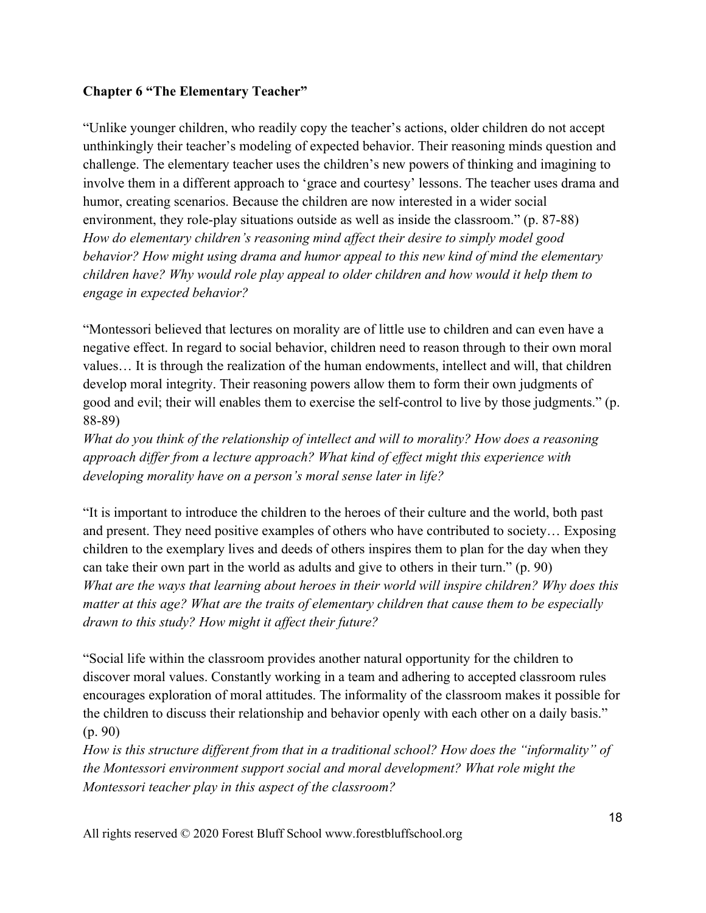**Chapter 6 "The Elementary Teacher"**

"Unlike younger children, who readily copy the teacher's actions, older children do not accept unthinkingly their teacher's modeling of expected behavior. Their reasoning minds question and challenge. The elementary teacher uses the children's new powers of thinking and imagining to involve them in a different approach to 'grace and courtesy' lessons. The teacher uses drama and humor, creating scenarios. Because the children are now interested in a wider social environment, they role-play situations outside as well as inside the classroom." (p. 87-88)
*How do elementary children's reasoning mind affect their desire to simply model good behavior? How might using drama and humor appeal to this new kind of mind the elementary children have? Why would role play appeal to older children and how would it help them to engage in expected behavior?*

"Montessori believed that lectures on morality are of little use to children and can even have a negative effect. In regard to social behavior, children need to reason through to their own moral values… It is through the realization of the human endowments, intellect and will, that children develop moral integrity. Their reasoning powers allow them to form their own judgments of good and evil; their will enables them to exercise the self-control to live by those judgments." (p. 88-89)
*What do you think of the relationship of intellect and will to morality? How does a reasoning approach differ from a lecture approach? What kind of effect might this experience with developing morality have on a person's moral sense later in life?*

"It is important to introduce the children to the heroes of their culture and the world, both past and present. They need positive examples of others who have contributed to society… Exposing children to the exemplary lives and deeds of others inspires them to plan for the day when they can take their own part in the world as adults and give to others in their turn." (p. 90)
*What are the ways that learning about heroes in their world will inspire children? Why does this matter at this age? What are the traits of elementary children that cause them to be especially drawn to this study? How might it affect their future?*

"Social life within the classroom provides another natural opportunity for the children to discover moral values. Constantly working in a team and adhering to accepted classroom rules encourages exploration of moral attitudes. The informality of the classroom makes it possible for the children to discuss their relationship and behavior openly with each other on a daily basis." (p. 90)
*How is this structure different from that in a traditional school? How does the "informality" of the Montessori environment support social and moral development? What role might the Montessori teacher play in this aspect of the classroom?*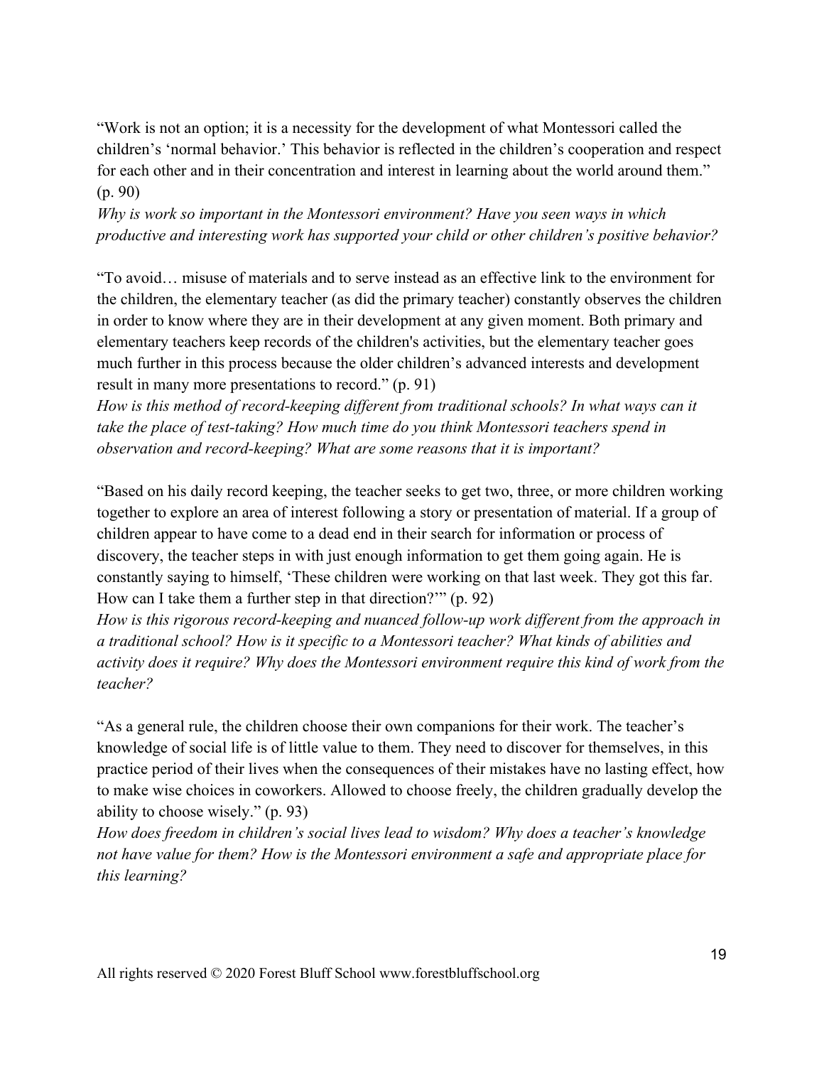“Work is not an option; it is a necessity for the development of what Montessori called the children’s ‘normal behavior.’ This behavior is reflected in the children’s cooperation and respect for each other and in their concentration and interest in learning about the world around them.” (p. 90)

*Why is work so important in the Montessori environment? Have you seen ways in which productive and interesting work has supported your child or other children’s positive behavior?*

“To avoid… misuse of materials and to serve instead as an effective link to the environment for the children, the elementary teacher (as did the primary teacher) constantly observes the children in order to know where they are in their development at any given moment. Both primary and elementary teachers keep records of the children's activities, but the elementary teacher goes much further in this process because the older children’s advanced interests and development result in many more presentations to record.” (p. 91)

*How is this method of record-keeping different from traditional schools? In what ways can it take the place of test-taking? How much time do you think Montessori teachers spend in observation and record-keeping? What are some reasons that it is important?*

“Based on his daily record keeping, the teacher seeks to get two, three, or more children working together to explore an area of interest following a story or presentation of material. If a group of children appear to have come to a dead end in their search for information or process of discovery, the teacher steps in with just enough information to get them going again. He is constantly saying to himself, ‘These children were working on that last week. They got this far. How can I take them a further step in that direction?’” (p. 92)

*How is this rigorous record-keeping and nuanced follow-up work different from the approach in a traditional school? How is it specific to a Montessori teacher? What kinds of abilities and activity does it require? Why does the Montessori environment require this kind of work from the teacher?*

“As a general rule, the children choose their own companions for their work. The teacher’s knowledge of social life is of little value to them. They need to discover for themselves, in this practice period of their lives when the consequences of their mistakes have no lasting effect, how to make wise choices in coworkers. Allowed to choose freely, the children gradually develop the ability to choose wisely.” (p. 93)

*How does freedom in children’s social lives lead to wisdom? Why does a teacher’s knowledge not have value for them? How is the Montessori environment a safe and appropriate place for this learning?*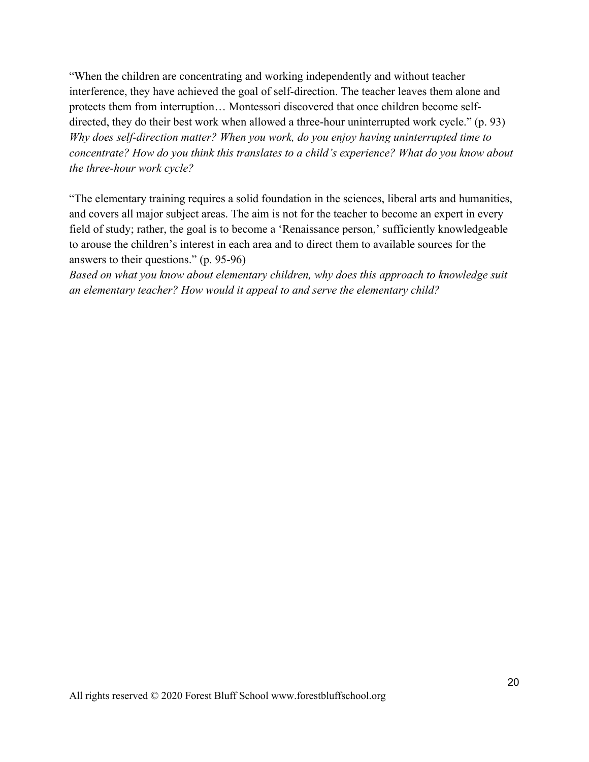"When the children are concentrating and working independently and without teacher interference, they have achieved the goal of self-direction. The teacher leaves them alone and protects them from interruption… Montessori discovered that once children become self-directed, they do their best work when allowed a three-hour uninterrupted work cycle." (p. 93)
*Why does self-direction matter? When you work, do you enjoy having uninterrupted time to concentrate? How do you think this translates to a child's experience? What do you know about the three-hour work cycle?*

"The elementary training requires a solid foundation in the sciences, liberal arts and humanities, and covers all major subject areas. The aim is not for the teacher to become an expert in every field of study; rather, the goal is to become a 'Renaissance person,' sufficiently knowledgeable to arouse the children's interest in each area and to direct them to available sources for the answers to their questions." (p. 95-96)
*Based on what you know about elementary children, why does this approach to knowledge suit an elementary teacher? How would it appeal to and serve the elementary child?*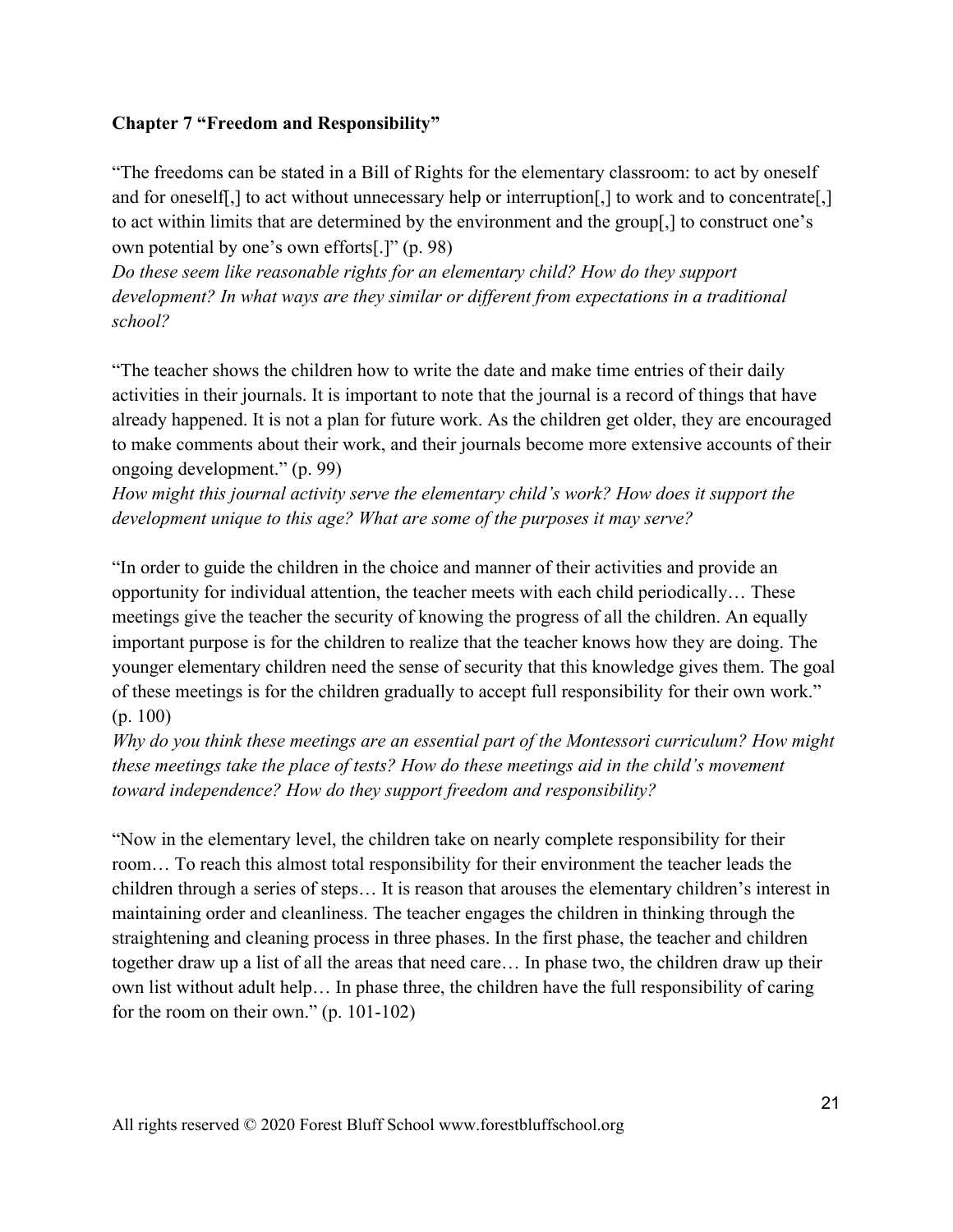**Chapter 7 "Freedom and Responsibility"**

"The freedoms can be stated in a Bill of Rights for the elementary classroom: to act by oneself and for oneself[,] to act without unnecessary help or interruption[,] to work and to concentrate[,] to act within limits that are determined by the environment and the group[,] to construct one's own potential by one's own efforts[.]" (p. 98)

*Do these seem like reasonable rights for an elementary child? How do they support development? In what ways are they similar or different from expectations in a traditional school?*

"The teacher shows the children how to write the date and make time entries of their daily activities in their journals. It is important to note that the journal is a record of things that have already happened. It is not a plan for future work. As the children get older, they are encouraged to make comments about their work, and their journals become more extensive accounts of their ongoing development." (p. 99)

*How might this journal activity serve the elementary child's work? How does it support the development unique to this age? What are some of the purposes it may serve?*

"In order to guide the children in the choice and manner of their activities and provide an opportunity for individual attention, the teacher meets with each child periodically… These meetings give the teacher the security of knowing the progress of all the children. An equally important purpose is for the children to realize that the teacher knows how they are doing. The younger elementary children need the sense of security that this knowledge gives them. The goal of these meetings is for the children gradually to accept full responsibility for their own work." (p. 100)

*Why do you think these meetings are an essential part of the Montessori curriculum? How might these meetings take the place of tests? How do these meetings aid in the child's movement toward independence? How do they support freedom and responsibility?*

"Now in the elementary level, the children take on nearly complete responsibility for their room… To reach this almost total responsibility for their environment the teacher leads the children through a series of steps… It is reason that arouses the elementary children's interest in maintaining order and cleanliness. The teacher engages the children in thinking through the straightening and cleaning process in three phases. In the first phase, the teacher and children together draw up a list of all the areas that need care… In phase two, the children draw up their own list without adult help… In phase three, the children have the full responsibility of caring for the room on their own." (p. 101-102)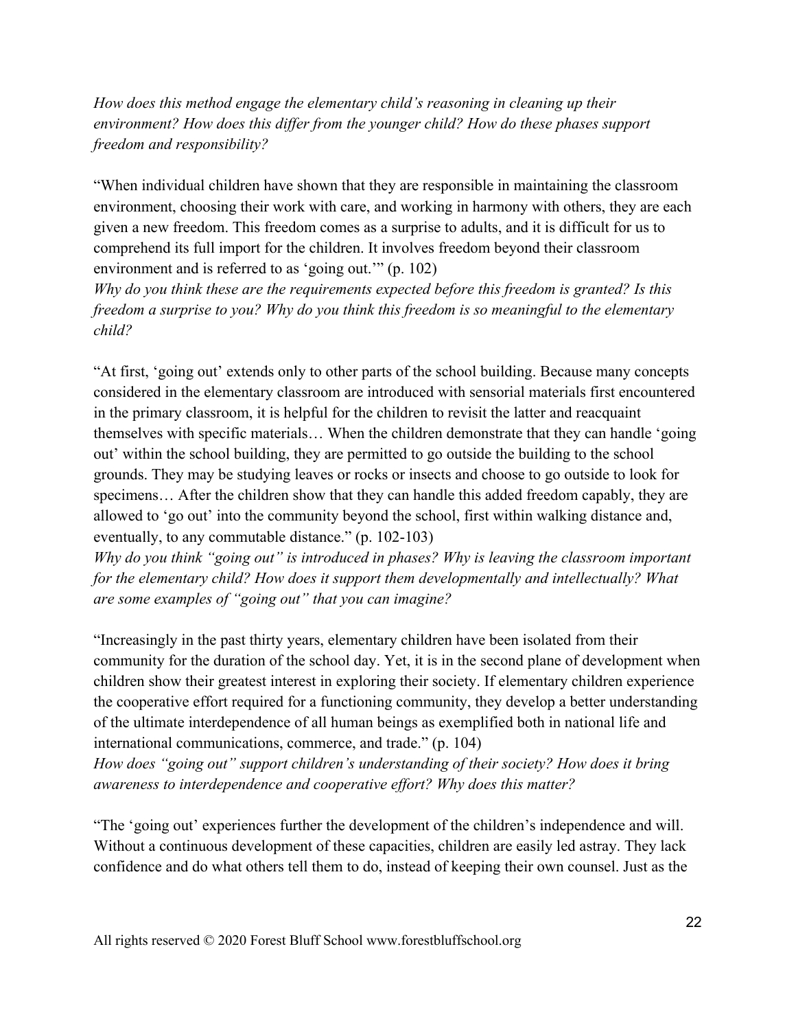*How does this method engage the elementary child's reasoning in cleaning up their environment? How does this differ from the younger child? How do these phases support freedom and responsibility?*

"When individual children have shown that they are responsible in maintaining the classroom environment, choosing their work with care, and working in harmony with others, they are each given a new freedom. This freedom comes as a surprise to adults, and it is difficult for us to comprehend its full import for the children. It involves freedom beyond their classroom environment and is referred to as 'going out.'" (p. 102)

*Why do you think these are the requirements expected before this freedom is granted? Is this freedom a surprise to you? Why do you think this freedom is so meaningful to the elementary child?*

"At first, 'going out' extends only to other parts of the school building. Because many concepts considered in the elementary classroom are introduced with sensorial materials first encountered in the primary classroom, it is helpful for the children to revisit the latter and reacquaint themselves with specific materials… When the children demonstrate that they can handle 'going out' within the school building, they are permitted to go outside the building to the school grounds. They may be studying leaves or rocks or insects and choose to go outside to look for specimens… After the children show that they can handle this added freedom capably, they are allowed to 'go out' into the community beyond the school, first within walking distance and, eventually, to any commutable distance." (p. 102-103)

*Why do you think "going out" is introduced in phases? Why is leaving the classroom important for the elementary child? How does it support them developmentally and intellectually? What are some examples of "going out" that you can imagine?*

"Increasingly in the past thirty years, elementary children have been isolated from their community for the duration of the school day. Yet, it is in the second plane of development when children show their greatest interest in exploring their society. If elementary children experience the cooperative effort required for a functioning community, they develop a better understanding of the ultimate interdependence of all human beings as exemplified both in national life and international communications, commerce, and trade." (p. 104)

*How does "going out" support children's understanding of their society? How does it bring awareness to interdependence and cooperative effort? Why does this matter?*

"The 'going out' experiences further the development of the children's independence and will. Without a continuous development of these capacities, children are easily led astray. They lack confidence and do what others tell them to do, instead of keeping their own counsel. Just as the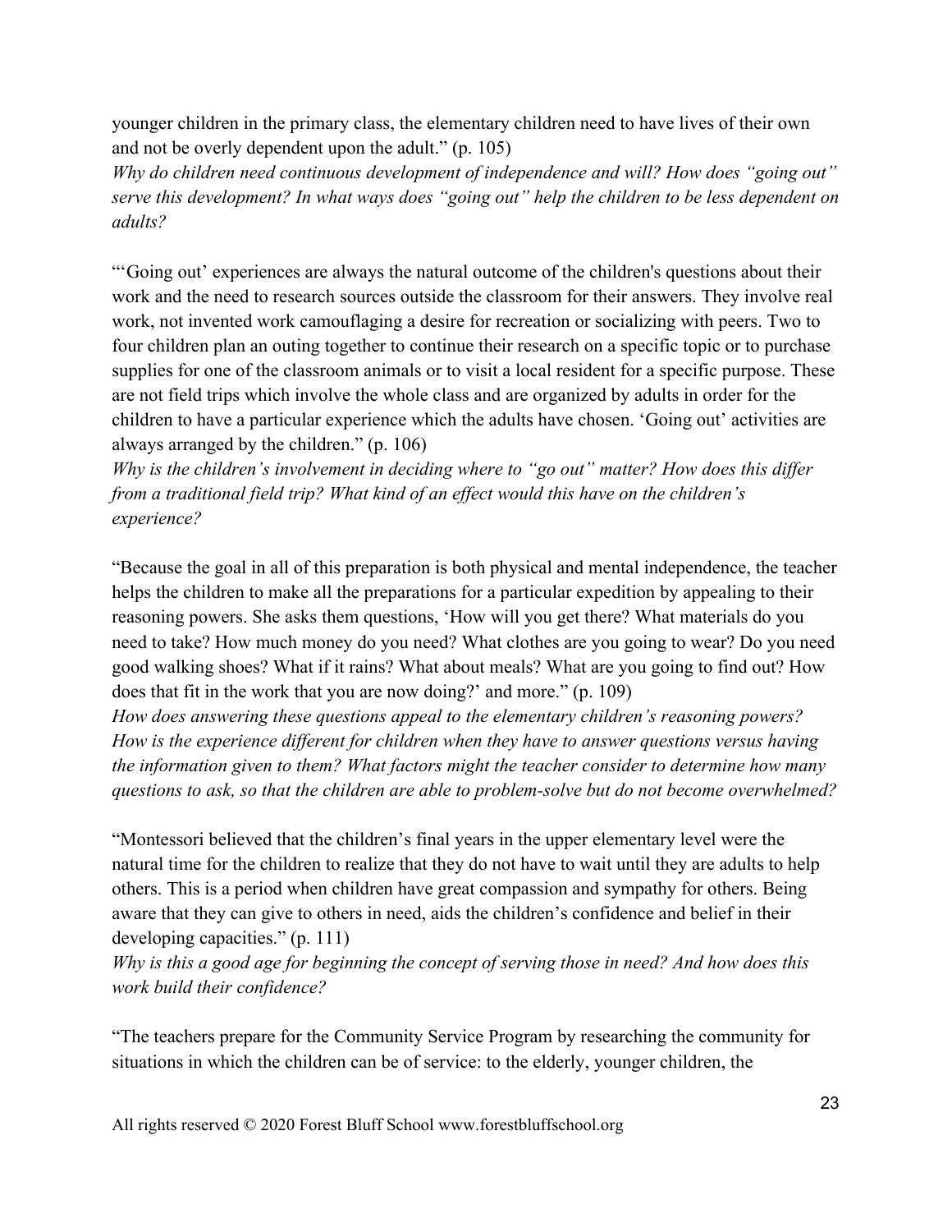younger children in the primary class, the elementary children need to have lives of their own and not be overly dependent upon the adult." (p. 105)

*Why do children need continuous development of independence and will? How does "going out" serve this development? In what ways does "going out" help the children to be less dependent on adults?*

"'Going out' experiences are always the natural outcome of the children's questions about their work and the need to research sources outside the classroom for their answers. They involve real work, not invented work camouflaging a desire for recreation or socializing with peers. Two to four children plan an outing together to continue their research on a specific topic or to purchase supplies for one of the classroom animals or to visit a local resident for a specific purpose. These are not field trips which involve the whole class and are organized by adults in order for the children to have a particular experience which the adults have chosen. 'Going out' activities are always arranged by the children." (p. 106)

*Why is the children's involvement in deciding where to "go out" matter? How does this differ from a traditional field trip? What kind of an effect would this have on the children's experience?*

"Because the goal in all of this preparation is both physical and mental independence, the teacher helps the children to make all the preparations for a particular expedition by appealing to their reasoning powers. She asks them questions, 'How will you get there? What materials do you need to take? How much money do you need? What clothes are you going to wear? Do you need good walking shoes? What if it rains? What about meals? What are you going to find out? How does that fit in the work that you are now doing?' and more." (p. 109)

*How does answering these questions appeal to the elementary children's reasoning powers? How is the experience different for children when they have to answer questions versus having the information given to them? What factors might the teacher consider to determine how many questions to ask, so that the children are able to problem-solve but do not become overwhelmed?*

"Montessori believed that the children's final years in the upper elementary level were the natural time for the children to realize that they do not have to wait until they are adults to help others. This is a period when children have great compassion and sympathy for others. Being aware that they can give to others in need, aids the children's confidence and belief in their developing capacities." (p. 111)

*Why is this a good age for beginning the concept of serving those in need? And how does this work build their confidence?*

"The teachers prepare for the Community Service Program by researching the community for situations in which the children can be of service: to the elderly, younger children, the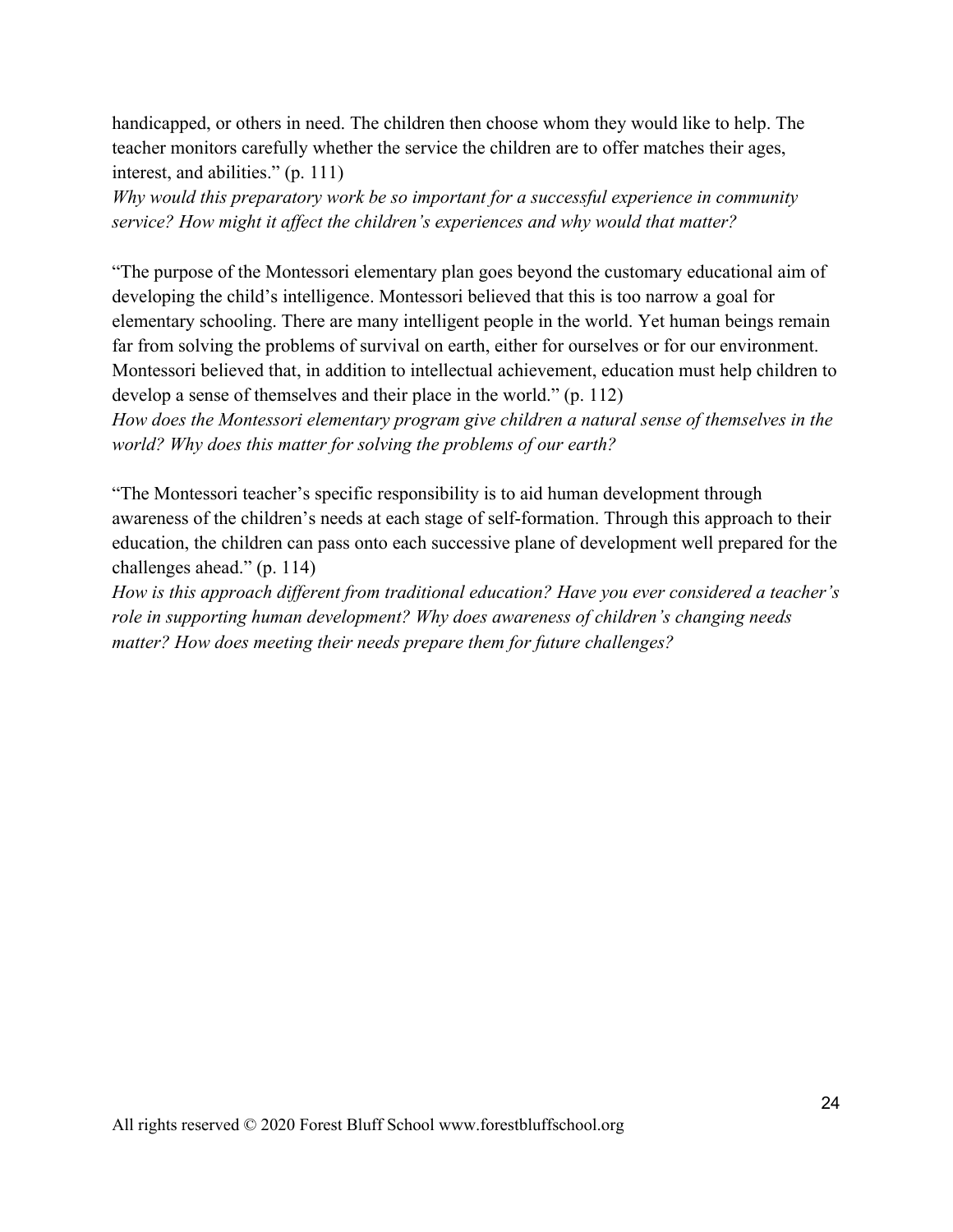handicapped, or others in need. The children then choose whom they would like to help. The teacher monitors carefully whether the service the children are to offer matches their ages, interest, and abilities." (p. 111)

*Why would this preparatory work be so important for a successful experience in community service? How might it affect the children's experiences and why would that matter?*

"The purpose of the Montessori elementary plan goes beyond the customary educational aim of developing the child's intelligence. Montessori believed that this is too narrow a goal for elementary schooling. There are many intelligent people in the world. Yet human beings remain far from solving the problems of survival on earth, either for ourselves or for our environment. Montessori believed that, in addition to intellectual achievement, education must help children to develop a sense of themselves and their place in the world." (p. 112)

*How does the Montessori elementary program give children a natural sense of themselves in the world? Why does this matter for solving the problems of our earth?*

"The Montessori teacher's specific responsibility is to aid human development through awareness of the children's needs at each stage of self-formation. Through this approach to their education, the children can pass onto each successive plane of development well prepared for the challenges ahead." (p. 114)

*How is this approach different from traditional education? Have you ever considered a teacher's role in supporting human development? Why does awareness of children's changing needs matter? How does meeting their needs prepare them for future challenges?*

All rights reserved © 2020 Forest Bluff School www.forestbluffschool.org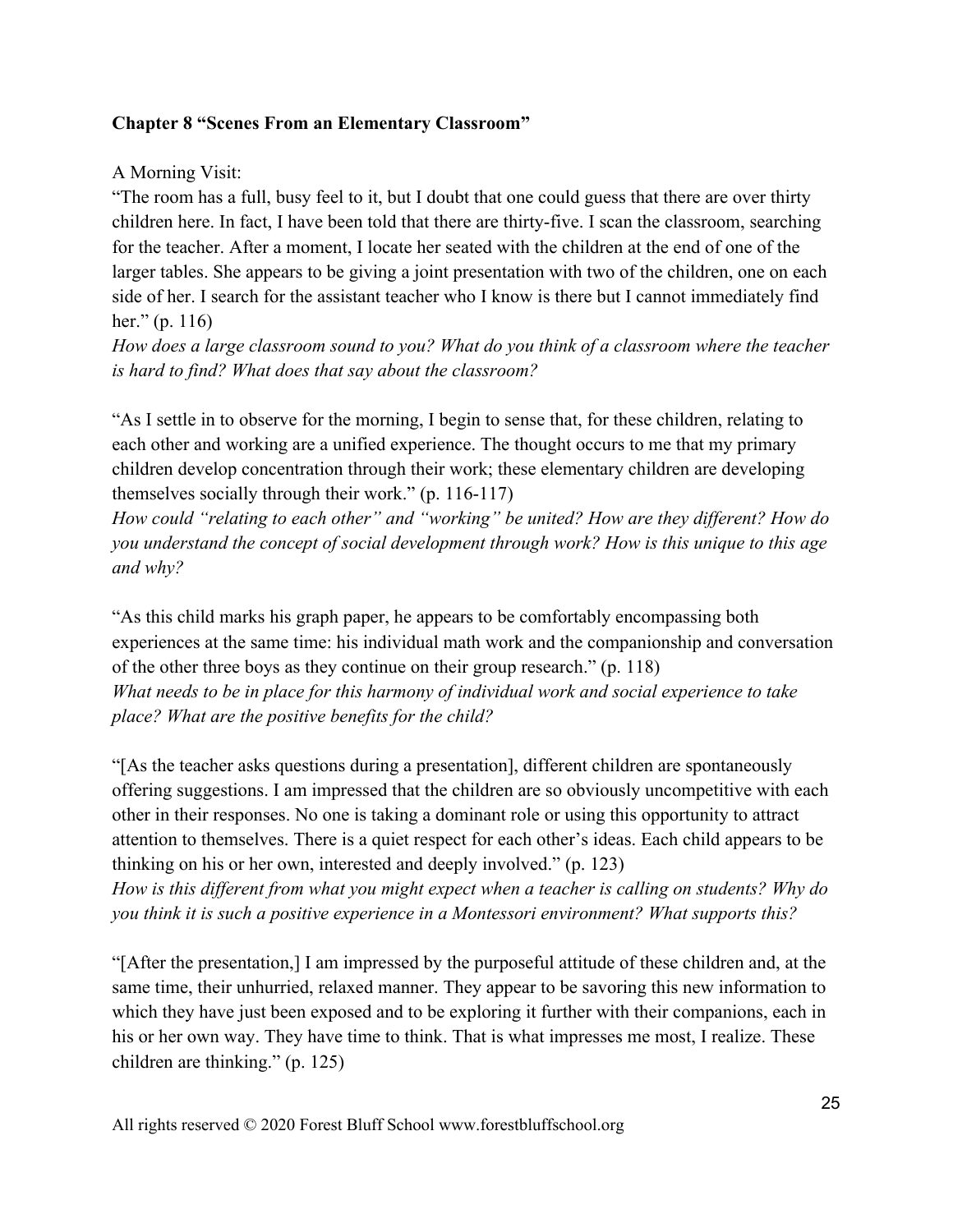**Chapter 8 "Scenes From an Elementary Classroom"**

A Morning Visit:

"The room has a full, busy feel to it, but I doubt that one could guess that there are over thirty children here. In fact, I have been told that there are thirty-five. I scan the classroom, searching for the teacher. After a moment, I locate her seated with the children at the end of one of the larger tables. She appears to be giving a joint presentation with two of the children, one on each side of her. I search for the assistant teacher who I know is there but I cannot immediately find her." (p. 116)

*How does a large classroom sound to you? What do you think of a classroom where the teacher is hard to find? What does that say about the classroom?*

"As I settle in to observe for the morning, I begin to sense that, for these children, relating to each other and working are a unified experience. The thought occurs to me that my primary children develop concentration through their work; these elementary children are developing themselves socially through their work." (p. 116-117)

*How could "relating to each other" and "working" be united? How are they different? How do you understand the concept of social development through work? How is this unique to this age and why?*

"As this child marks his graph paper, he appears to be comfortably encompassing both experiences at the same time: his individual math work and the companionship and conversation of the other three boys as they continue on their group research." (p. 118)

*What needs to be in place for this harmony of individual work and social experience to take place? What are the positive benefits for the child?*

"[As the teacher asks questions during a presentation], different children are spontaneously offering suggestions. I am impressed that the children are so obviously uncompetitive with each other in their responses. No one is taking a dominant role or using this opportunity to attract attention to themselves. There is a quiet respect for each other's ideas. Each child appears to be thinking on his or her own, interested and deeply involved." (p. 123)

*How is this different from what you might expect when a teacher is calling on students? Why do you think it is such a positive experience in a Montessori environment? What supports this?*

"[After the presentation,] I am impressed by the purposeful attitude of these children and, at the same time, their unhurried, relaxed manner. They appear to be savoring this new information to which they have just been exposed and to be exploring it further with their companions, each in his or her own way. They have time to think. That is what impresses me most, I realize. These children are thinking." (p. 125)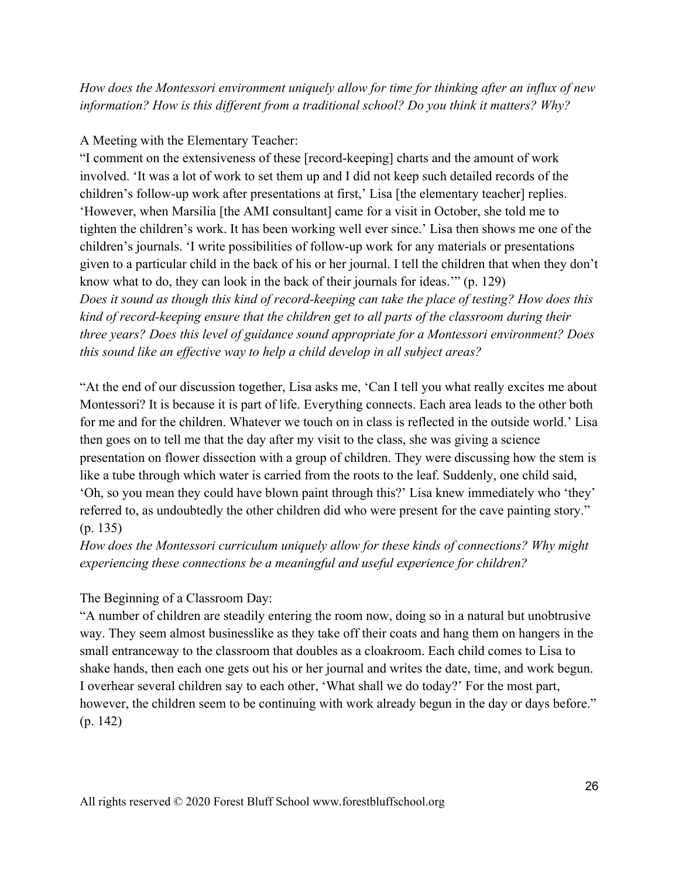*How does the Montessori environment uniquely allow for time for thinking after an influx of new information? How is this different from a traditional school? Do you think it matters? Why?*

A Meeting with the Elementary Teacher:

"I comment on the extensiveness of these [record-keeping] charts and the amount of work involved. 'It was a lot of work to set them up and I did not keep such detailed records of the children's follow-up work after presentations at first,' Lisa [the elementary teacher] replies. 'However, when Marsilia [the AMI consultant] came for a visit in October, she told me to tighten the children's work. It has been working well ever since.' Lisa then shows me one of the children's journals. 'I write possibilities of follow-up work for any materials or presentations given to a particular child in the back of his or her journal. I tell the children that when they don't know what to do, they can look in the back of their journals for ideas.'" (p. 129)

*Does it sound as though this kind of record-keeping can take the place of testing? How does this kind of record-keeping ensure that the children get to all parts of the classroom during their three years? Does this level of guidance sound appropriate for a Montessori environment? Does this sound like an effective way to help a child develop in all subject areas?*

"At the end of our discussion together, Lisa asks me, 'Can I tell you what really excites me about Montessori? It is because it is part of life. Everything connects. Each area leads to the other both for me and for the children. Whatever we touch on in class is reflected in the outside world.' Lisa then goes on to tell me that the day after my visit to the class, she was giving a science presentation on flower dissection with a group of children. They were discussing how the stem is like a tube through which water is carried from the roots to the leaf. Suddenly, one child said, 'Oh, so you mean they could have blown paint through this?' Lisa knew immediately who 'they' referred to, as undoubtedly the other children did who were present for the cave painting story." (p. 135)

*How does the Montessori curriculum uniquely allow for these kinds of connections? Why might experiencing these connections be a meaningful and useful experience for children?*

The Beginning of a Classroom Day:

"A number of children are steadily entering the room now, doing so in a natural but unobtrusive way. They seem almost businesslike as they take off their coats and hang them on hangers in the small entranceway to the classroom that doubles as a cloakroom. Each child comes to Lisa to shake hands, then each one gets out his or her journal and writes the date, time, and work begun. I overhear several children say to each other, 'What shall we do today?' For the most part, however, the children seem to be continuing with work already begun in the day or days before." (p. 142)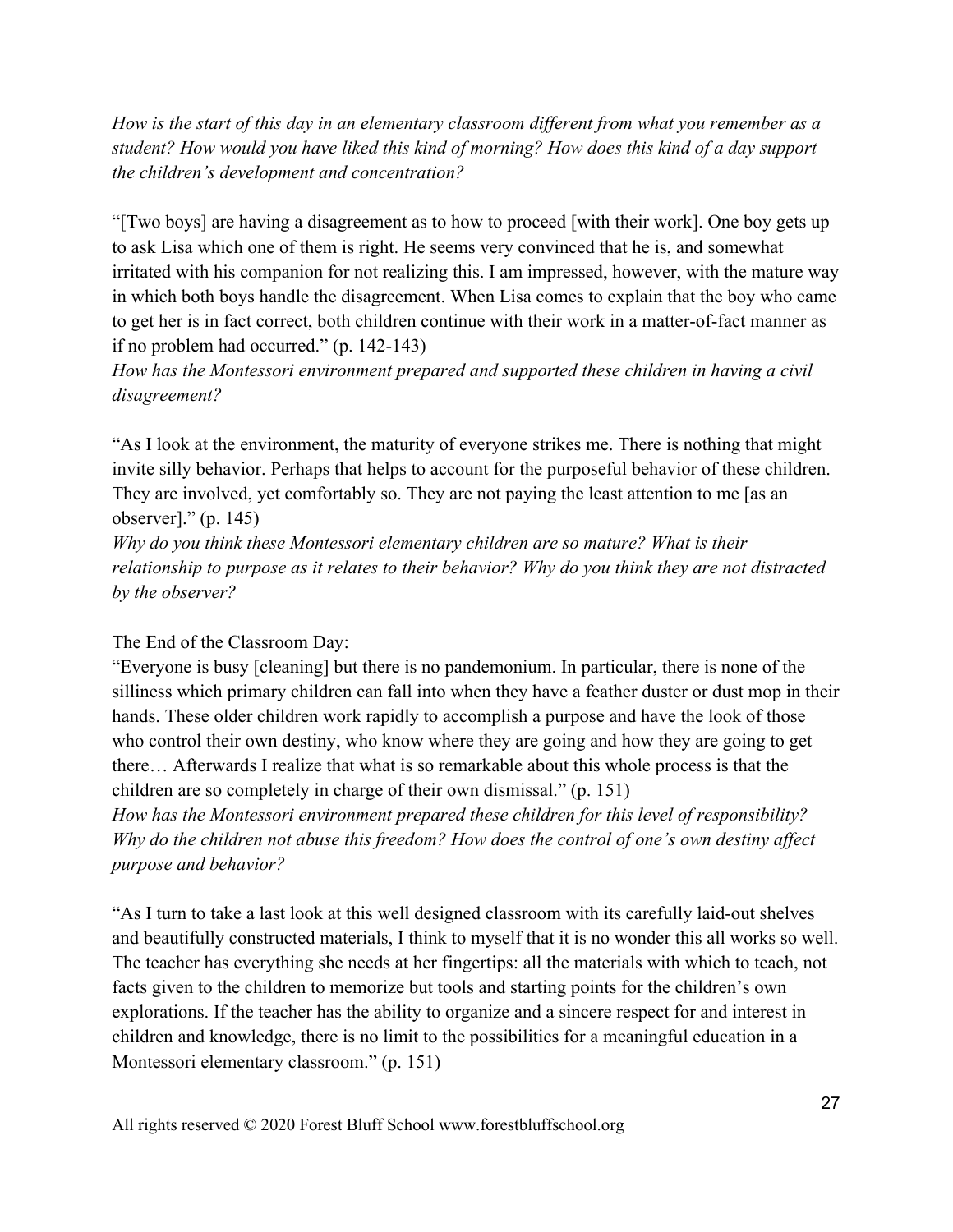*How is the start of this day in an elementary classroom different from what you remember as a student? How would you have liked this kind of morning? How does this kind of a day support the children's development and concentration?*

"[Two boys] are having a disagreement as to how to proceed [with their work]. One boy gets up to ask Lisa which one of them is right. He seems very convinced that he is, and somewhat irritated with his companion for not realizing this. I am impressed, however, with the mature way in which both boys handle the disagreement. When Lisa comes to explain that the boy who came to get her is in fact correct, both children continue with their work in a matter-of-fact manner as if no problem had occurred." (p. 142-143)

*How has the Montessori environment prepared and supported these children in having a civil disagreement?*

"As I look at the environment, the maturity of everyone strikes me. There is nothing that might invite silly behavior. Perhaps that helps to account for the purposeful behavior of these children. They are involved, yet comfortably so. They are not paying the least attention to me [as an observer]." (p. 145)

*Why do you think these Montessori elementary children are so mature? What is their relationship to purpose as it relates to their behavior? Why do you think they are not distracted by the observer?*

The End of the Classroom Day:

"Everyone is busy [cleaning] but there is no pandemonium. In particular, there is none of the silliness which primary children can fall into when they have a feather duster or dust mop in their hands. These older children work rapidly to accomplish a purpose and have the look of those who control their own destiny, who know where they are going and how they are going to get there… Afterwards I realize that what is so remarkable about this whole process is that the children are so completely in charge of their own dismissal." (p. 151)

*How has the Montessori environment prepared these children for this level of responsibility? Why do the children not abuse this freedom? How does the control of one's own destiny affect purpose and behavior?*

"As I turn to take a last look at this well designed classroom with its carefully laid-out shelves and beautifully constructed materials, I think to myself that it is no wonder this all works so well. The teacher has everything she needs at her fingertips: all the materials with which to teach, not facts given to the children to memorize but tools and starting points for the children's own explorations. If the teacher has the ability to organize and a sincere respect for and interest in children and knowledge, there is no limit to the possibilities for a meaningful education in a Montessori elementary classroom." (p. 151)

All rights reserved © 2020 Forest Bluff School www.forestbluffschool.org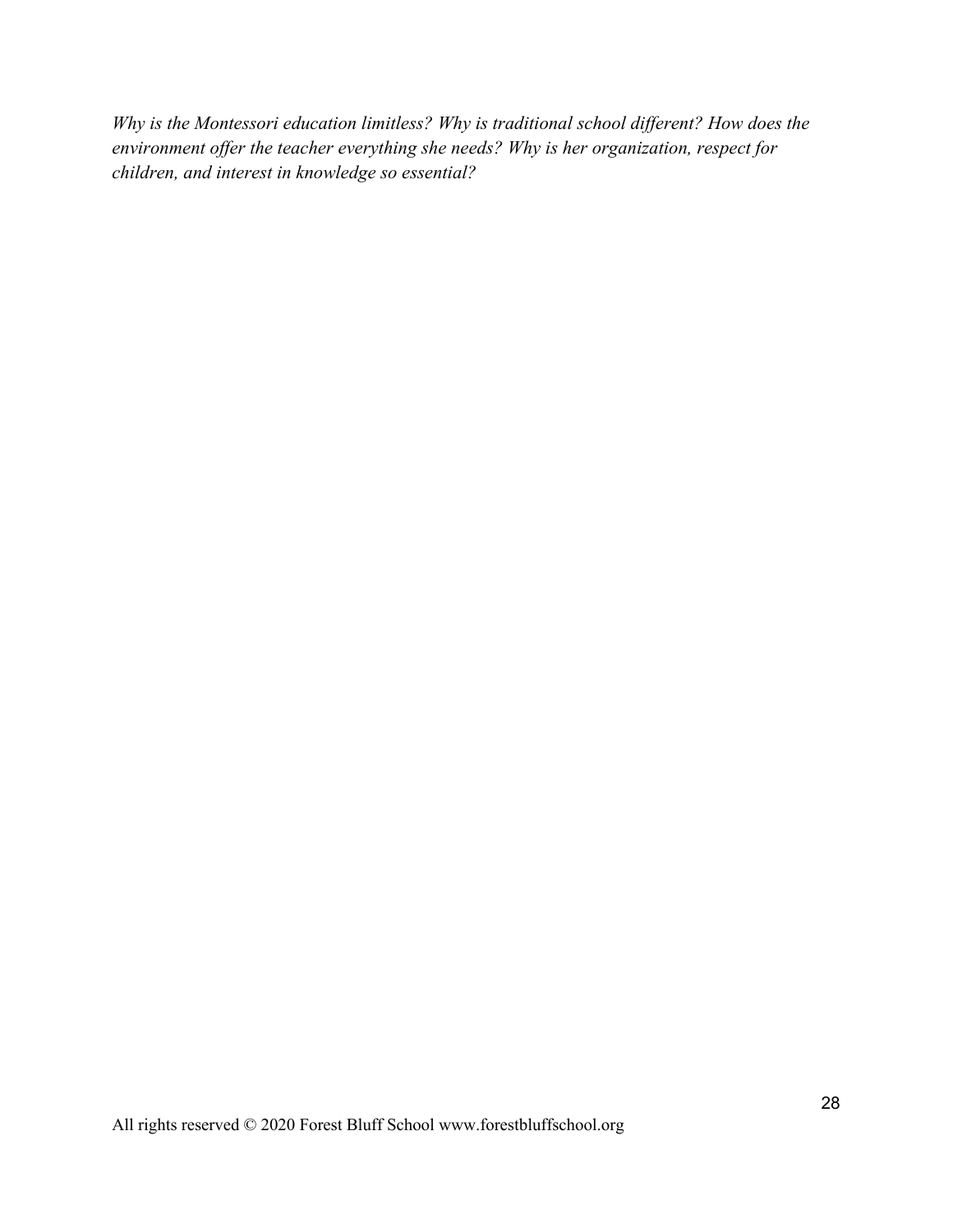*Why is the Montessori education limitless? Why is traditional school different? How does the environment offer the teacher everything she needs? Why is her organization, respect for children, and interest in knowledge so essential?*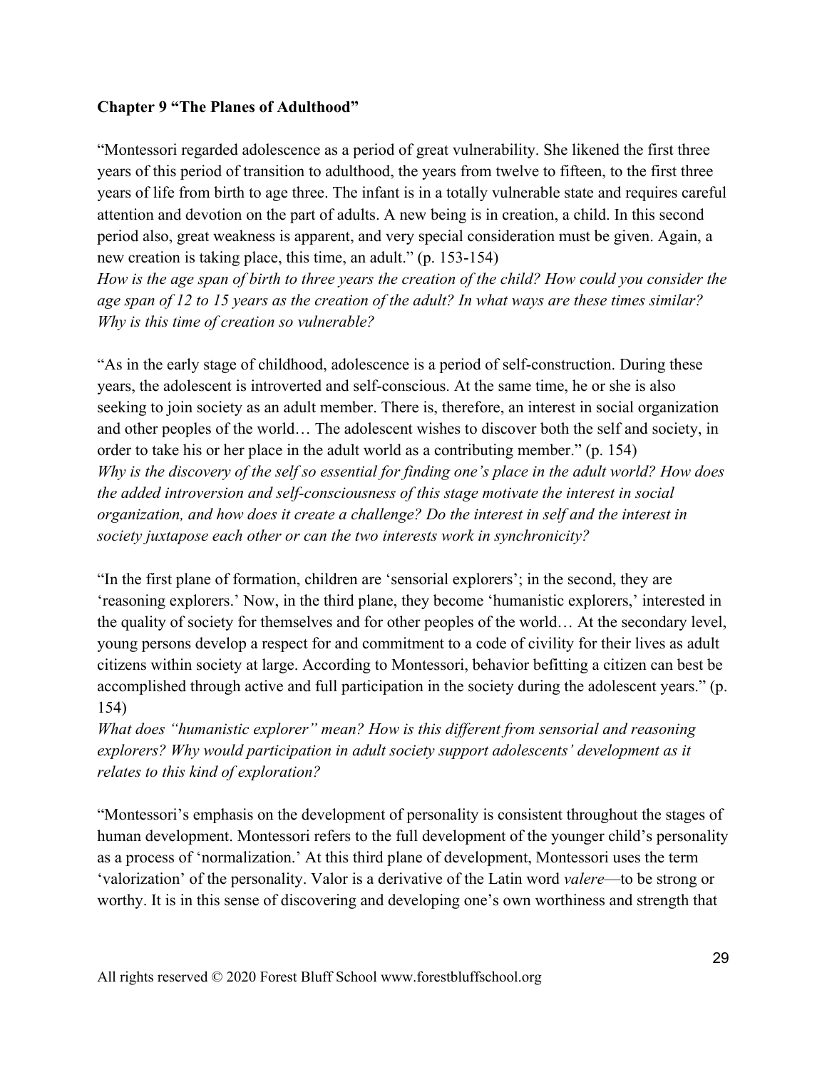**Chapter 9 "The Planes of Adulthood"**

"Montessori regarded adolescence as a period of great vulnerability. She likened the first three years of this period of transition to adulthood, the years from twelve to fifteen, to the first three years of life from birth to age three. The infant is in a totally vulnerable state and requires careful attention and devotion on the part of adults. A new being is in creation, a child. In this second period also, great weakness is apparent, and very special consideration must be given. Again, a new creation is taking place, this time, an adult." (p. 153-154)
*How is the age span of birth to three years the creation of the child? How could you consider the age span of 12 to 15 years as the creation of the adult? In what ways are these times similar? Why is this time of creation so vulnerable?*

"As in the early stage of childhood, adolescence is a period of self-construction. During these years, the adolescent is introverted and self-conscious. At the same time, he or she is also seeking to join society as an adult member. There is, therefore, an interest in social organization and other peoples of the world… The adolescent wishes to discover both the self and society, in order to take his or her place in the adult world as a contributing member." (p. 154)
*Why is the discovery of the self so essential for finding one's place in the adult world? How does the added introversion and self-consciousness of this stage motivate the interest in social organization, and how does it create a challenge? Do the interest in self and the interest in society juxtapose each other or can the two interests work in synchronicity?*

"In the first plane of formation, children are 'sensorial explorers'; in the second, they are 'reasoning explorers.' Now, in the third plane, they become 'humanistic explorers,' interested in the quality of society for themselves and for other peoples of the world… At the secondary level, young persons develop a respect for and commitment to a code of civility for their lives as adult citizens within society at large. According to Montessori, behavior befitting a citizen can best be accomplished through active and full participation in the society during the adolescent years." (p. 154)
*What does "humanistic explorer" mean? How is this different from sensorial and reasoning explorers? Why would participation in adult society support adolescents' development as it relates to this kind of exploration?*

"Montessori's emphasis on the development of personality is consistent throughout the stages of human development. Montessori refers to the full development of the younger child's personality as a process of 'normalization.' At this third plane of development, Montessori uses the term 'valorization' of the personality. Valor is a derivative of the Latin word *valere*—to be strong or worthy. It is in this sense of discovering and developing one's own worthiness and strength that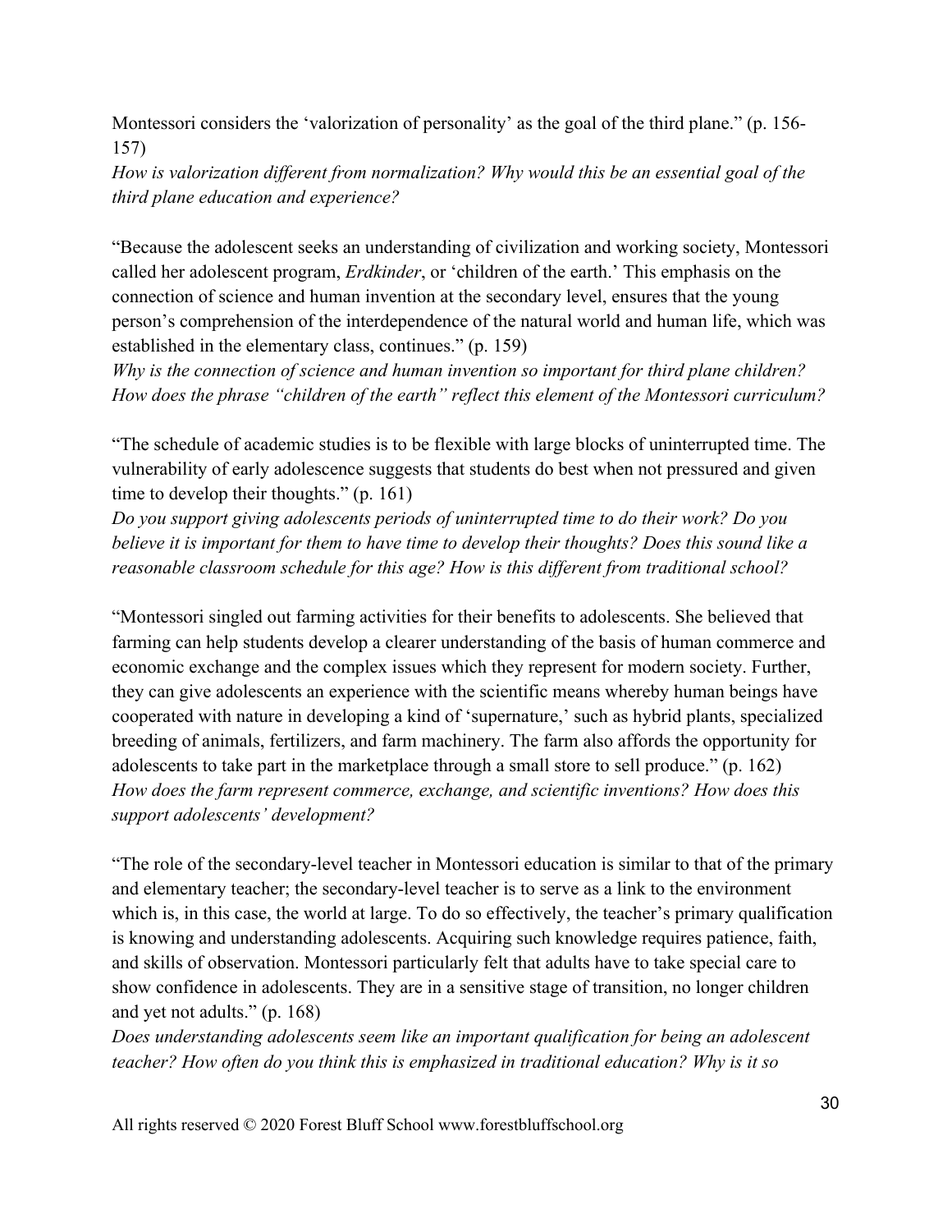Montessori considers the 'valorization of personality' as the goal of the third plane." (p. 156-157)

*How is valorization different from normalization? Why would this be an essential goal of the third plane education and experience?*

"Because the adolescent seeks an understanding of civilization and working society, Montessori called her adolescent program, *Erdkinder*, or 'children of the earth.' This emphasis on the connection of science and human invention at the secondary level, ensures that the young person's comprehension of the interdependence of the natural world and human life, which was established in the elementary class, continues." (p. 159)

*Why is the connection of science and human invention so important for third plane children? How does the phrase "children of the earth" reflect this element of the Montessori curriculum?*

"The schedule of academic studies is to be flexible with large blocks of uninterrupted time. The vulnerability of early adolescence suggests that students do best when not pressured and given time to develop their thoughts." (p. 161)

*Do you support giving adolescents periods of uninterrupted time to do their work? Do you believe it is important for them to have time to develop their thoughts? Does this sound like a reasonable classroom schedule for this age? How is this different from traditional school?*

"Montessori singled out farming activities for their benefits to adolescents. She believed that farming can help students develop a clearer understanding of the basis of human commerce and economic exchange and the complex issues which they represent for modern society. Further, they can give adolescents an experience with the scientific means whereby human beings have cooperated with nature in developing a kind of 'supernature,' such as hybrid plants, specialized breeding of animals, fertilizers, and farm machinery. The farm also affords the opportunity for adolescents to take part in the marketplace through a small store to sell produce." (p. 162)

*How does the farm represent commerce, exchange, and scientific inventions? How does this support adolescents' development?*

"The role of the secondary-level teacher in Montessori education is similar to that of the primary and elementary teacher; the secondary-level teacher is to serve as a link to the environment which is, in this case, the world at large. To do so effectively, the teacher's primary qualification is knowing and understanding adolescents. Acquiring such knowledge requires patience, faith, and skills of observation. Montessori particularly felt that adults have to take special care to show confidence in adolescents. They are in a sensitive stage of transition, no longer children and yet not adults." (p. 168)

*Does understanding adolescents seem like an important qualification for being an adolescent teacher? How often do you think this is emphasized in traditional education? Why is it so*

All rights reserved © 2020 Forest Bluff School www.forestbluffschool.org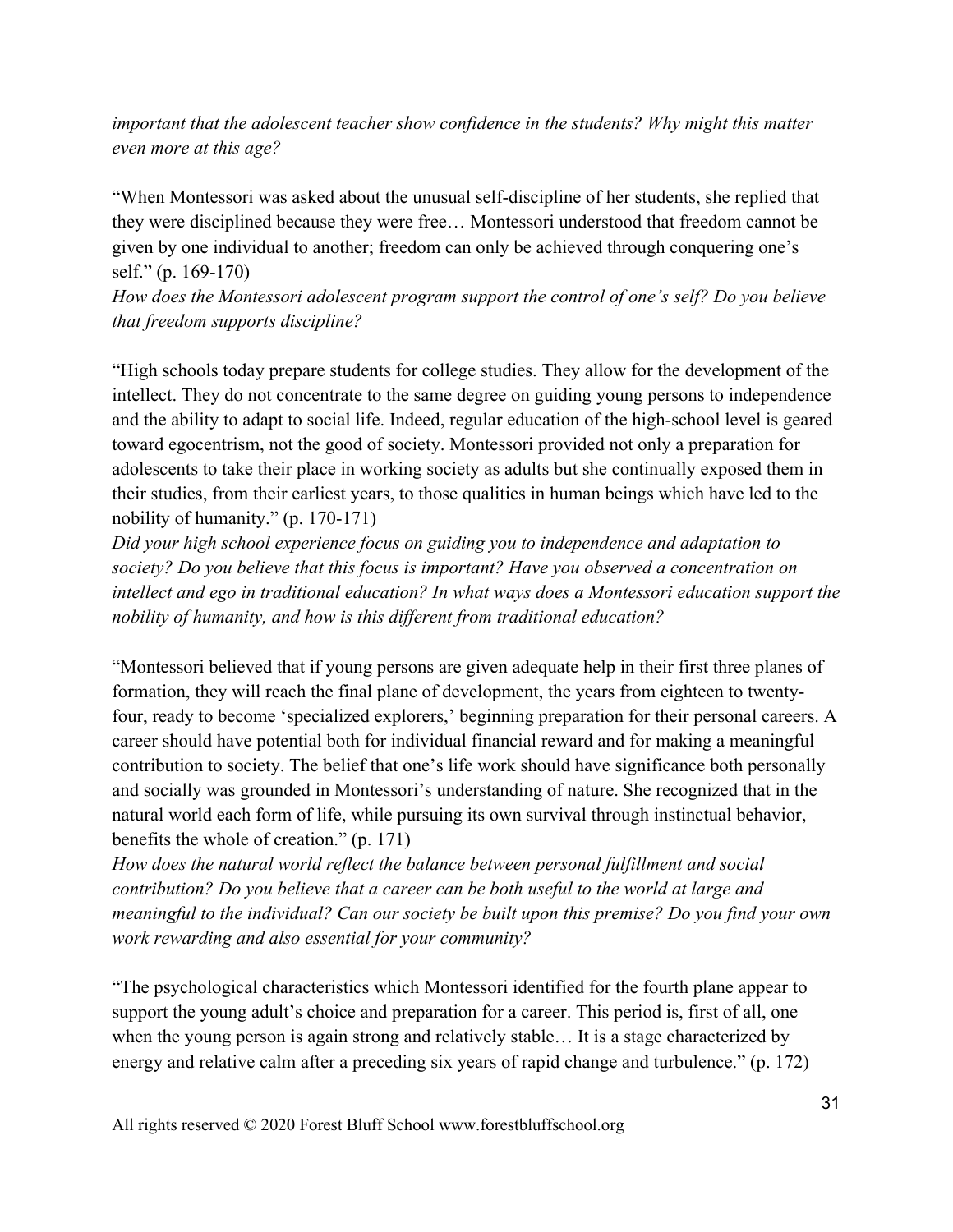*important that the adolescent teacher show confidence in the students? Why might this matter even more at this age?*

"When Montessori was asked about the unusual self-discipline of her students, she replied that they were disciplined because they were free… Montessori understood that freedom cannot be given by one individual to another; freedom can only be achieved through conquering one's self." (p. 169-170)

*How does the Montessori adolescent program support the control of one's self? Do you believe that freedom supports discipline?*

"High schools today prepare students for college studies. They allow for the development of the intellect. They do not concentrate to the same degree on guiding young persons to independence and the ability to adapt to social life. Indeed, regular education of the high-school level is geared toward egocentrism, not the good of society. Montessori provided not only a preparation for adolescents to take their place in working society as adults but she continually exposed them in their studies, from their earliest years, to those qualities in human beings which have led to the nobility of humanity." (p. 170-171)

*Did your high school experience focus on guiding you to independence and adaptation to society? Do you believe that this focus is important? Have you observed a concentration on intellect and ego in traditional education? In what ways does a Montessori education support the nobility of humanity, and how is this different from traditional education?*

"Montessori believed that if young persons are given adequate help in their first three planes of formation, they will reach the final plane of development, the years from eighteen to twenty-four, ready to become 'specialized explorers,' beginning preparation for their personal careers. A career should have potential both for individual financial reward and for making a meaningful contribution to society. The belief that one's life work should have significance both personally and socially was grounded in Montessori's understanding of nature. She recognized that in the natural world each form of life, while pursuing its own survival through instinctual behavior, benefits the whole of creation." (p. 171)

*How does the natural world reflect the balance between personal fulfillment and social contribution? Do you believe that a career can be both useful to the world at large and meaningful to the individual? Can our society be built upon this premise? Do you find your own work rewarding and also essential for your community?*

"The psychological characteristics which Montessori identified for the fourth plane appear to support the young adult's choice and preparation for a career. This period is, first of all, one when the young person is again strong and relatively stable… It is a stage characterized by energy and relative calm after a preceding six years of rapid change and turbulence." (p. 172)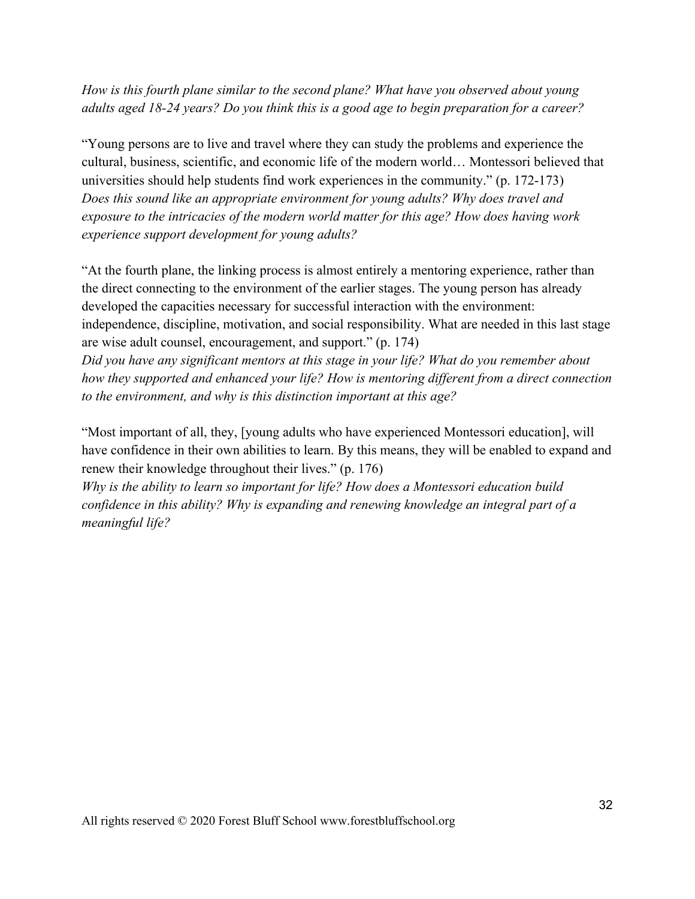*How is this fourth plane similar to the second plane? What have you observed about young adults aged 18-24 years? Do you think this is a good age to begin preparation for a career?*

"Young persons are to live and travel where they can study the problems and experience the cultural, business, scientific, and economic life of the modern world… Montessori believed that universities should help students find work experiences in the community." (p. 172-173)
*Does this sound like an appropriate environment for young adults? Why does travel and exposure to the intricacies of the modern world matter for this age? How does having work experience support development for young adults?*

"At the fourth plane, the linking process is almost entirely a mentoring experience, rather than the direct connecting to the environment of the earlier stages. The young person has already developed the capacities necessary for successful interaction with the environment: independence, discipline, motivation, and social responsibility. What are needed in this last stage are wise adult counsel, encouragement, and support." (p. 174)
*Did you have any significant mentors at this stage in your life? What do you remember about how they supported and enhanced your life? How is mentoring different from a direct connection to the environment, and why is this distinction important at this age?*

"Most important of all, they, [young adults who have experienced Montessori education], will have confidence in their own abilities to learn. By this means, they will be enabled to expand and renew their knowledge throughout their lives." (p. 176)
*Why is the ability to learn so important for life? How does a Montessori education build confidence in this ability? Why is expanding and renewing knowledge an integral part of a meaningful life?*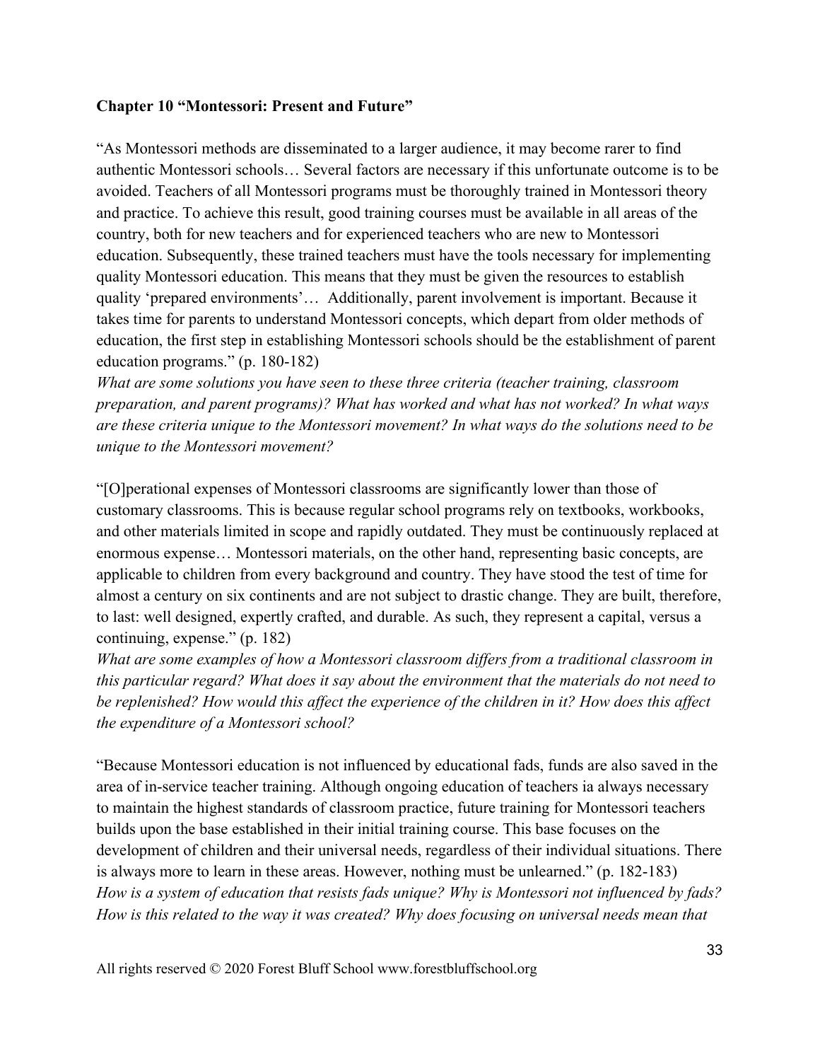**Chapter 10 "Montessori: Present and Future"**

"As Montessori methods are disseminated to a larger audience, it may become rarer to find authentic Montessori schools… Several factors are necessary if this unfortunate outcome is to be avoided. Teachers of all Montessori programs must be thoroughly trained in Montessori theory and practice. To achieve this result, good training courses must be available in all areas of the country, both for new teachers and for experienced teachers who are new to Montessori education. Subsequently, these trained teachers must have the tools necessary for implementing quality Montessori education. This means that they must be given the resources to establish quality 'prepared environments'… Additionally, parent involvement is important. Because it takes time for parents to understand Montessori concepts, which depart from older methods of education, the first step in establishing Montessori schools should be the establishment of parent education programs." (p. 180-182)

*What are some solutions you have seen to these three criteria (teacher training, classroom preparation, and parent programs)? What has worked and what has not worked? In what ways are these criteria unique to the Montessori movement? In what ways do the solutions need to be unique to the Montessori movement?*

"[O]perational expenses of Montessori classrooms are significantly lower than those of customary classrooms. This is because regular school programs rely on textbooks, workbooks, and other materials limited in scope and rapidly outdated. They must be continuously replaced at enormous expense… Montessori materials, on the other hand, representing basic concepts, are applicable to children from every background and country. They have stood the test of time for almost a century on six continents and are not subject to drastic change. They are built, therefore, to last: well designed, expertly crafted, and durable. As such, they represent a capital, versus a continuing, expense." (p. 182)

*What are some examples of how a Montessori classroom differs from a traditional classroom in this particular regard? What does it say about the environment that the materials do not need to be replenished? How would this affect the experience of the children in it? How does this affect the expenditure of a Montessori school?*

"Because Montessori education is not influenced by educational fads, funds are also saved in the area of in-service teacher training. Although ongoing education of teachers ia always necessary to maintain the highest standards of classroom practice, future training for Montessori teachers builds upon the base established in their initial training course. This base focuses on the development of children and their universal needs, regardless of their individual situations. There is always more to learn in these areas. However, nothing must be unlearned." (p. 182-183)

*How is a system of education that resists fads unique? Why is Montessori not influenced by fads? How is this related to the way it was created? Why does focusing on universal needs mean that*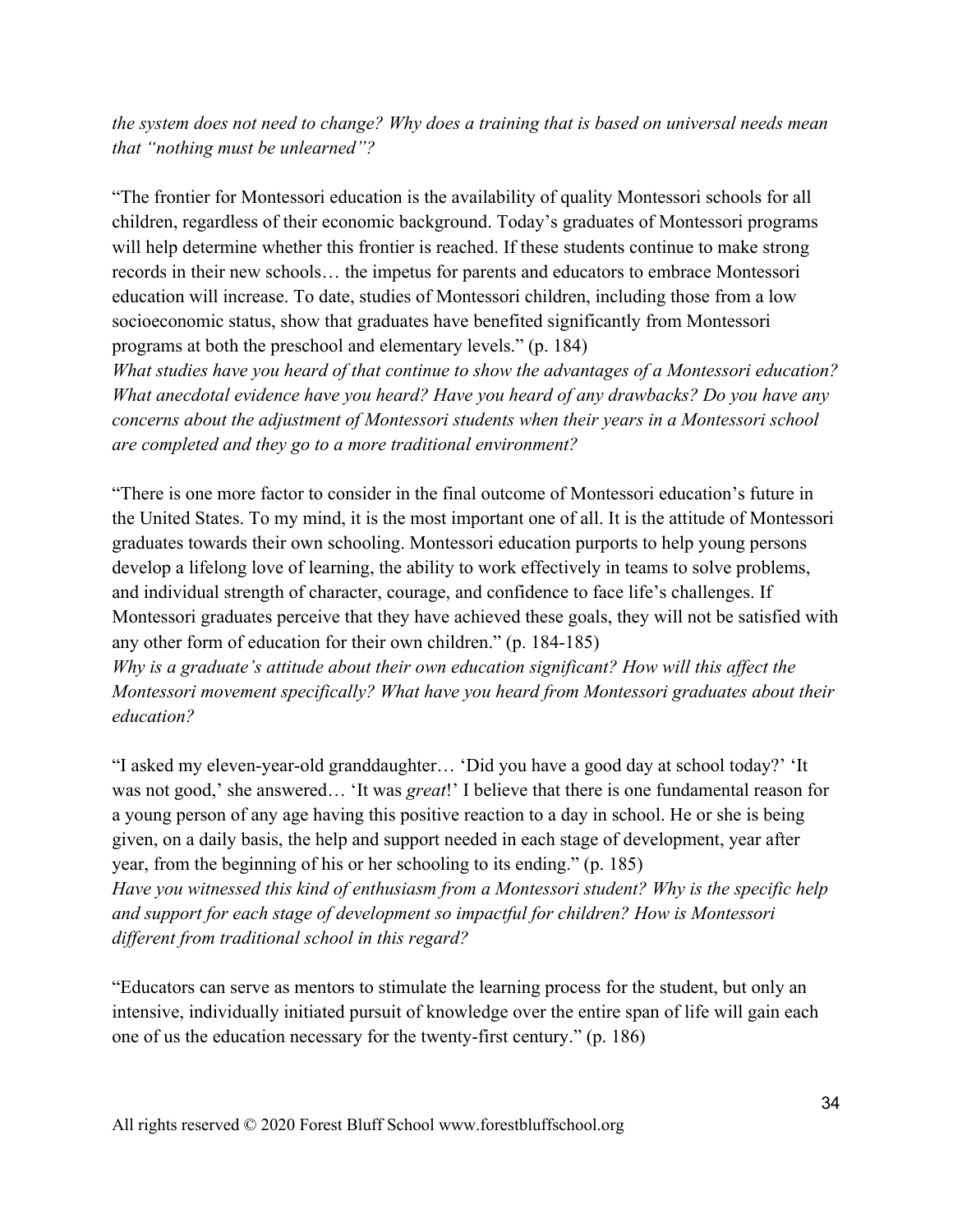*the system does not need to change? Why does a training that is based on universal needs mean that "nothing must be unlearned"?*

"The frontier for Montessori education is the availability of quality Montessori schools for all children, regardless of their economic background. Today's graduates of Montessori programs will help determine whether this frontier is reached. If these students continue to make strong records in their new schools… the impetus for parents and educators to embrace Montessori education will increase. To date, studies of Montessori children, including those from a low socioeconomic status, show that graduates have benefited significantly from Montessori programs at both the preschool and elementary levels." (p. 184)

*What studies have you heard of that continue to show the advantages of a Montessori education? What anecdotal evidence have you heard? Have you heard of any drawbacks? Do you have any concerns about the adjustment of Montessori students when their years in a Montessori school are completed and they go to a more traditional environment?*

"There is one more factor to consider in the final outcome of Montessori education's future in the United States. To my mind, it is the most important one of all. It is the attitude of Montessori graduates towards their own schooling. Montessori education purports to help young persons develop a lifelong love of learning, the ability to work effectively in teams to solve problems, and individual strength of character, courage, and confidence to face life's challenges. If Montessori graduates perceive that they have achieved these goals, they will not be satisfied with any other form of education for their own children." (p. 184-185)

*Why is a graduate's attitude about their own education significant? How will this affect the Montessori movement specifically? What have you heard from Montessori graduates about their education?*

"I asked my eleven-year-old granddaughter… 'Did you have a good day at school today?' 'It was not good,' she answered… 'It was *great*!' I believe that there is one fundamental reason for a young person of any age having this positive reaction to a day in school. He or she is being given, on a daily basis, the help and support needed in each stage of development, year after year, from the beginning of his or her schooling to its ending." (p. 185)

*Have you witnessed this kind of enthusiasm from a Montessori student? Why is the specific help and support for each stage of development so impactful for children? How is Montessori different from traditional school in this regard?*

"Educators can serve as mentors to stimulate the learning process for the student, but only an intensive, individually initiated pursuit of knowledge over the entire span of life will gain each one of us the education necessary for the twenty-first century." (p. 186)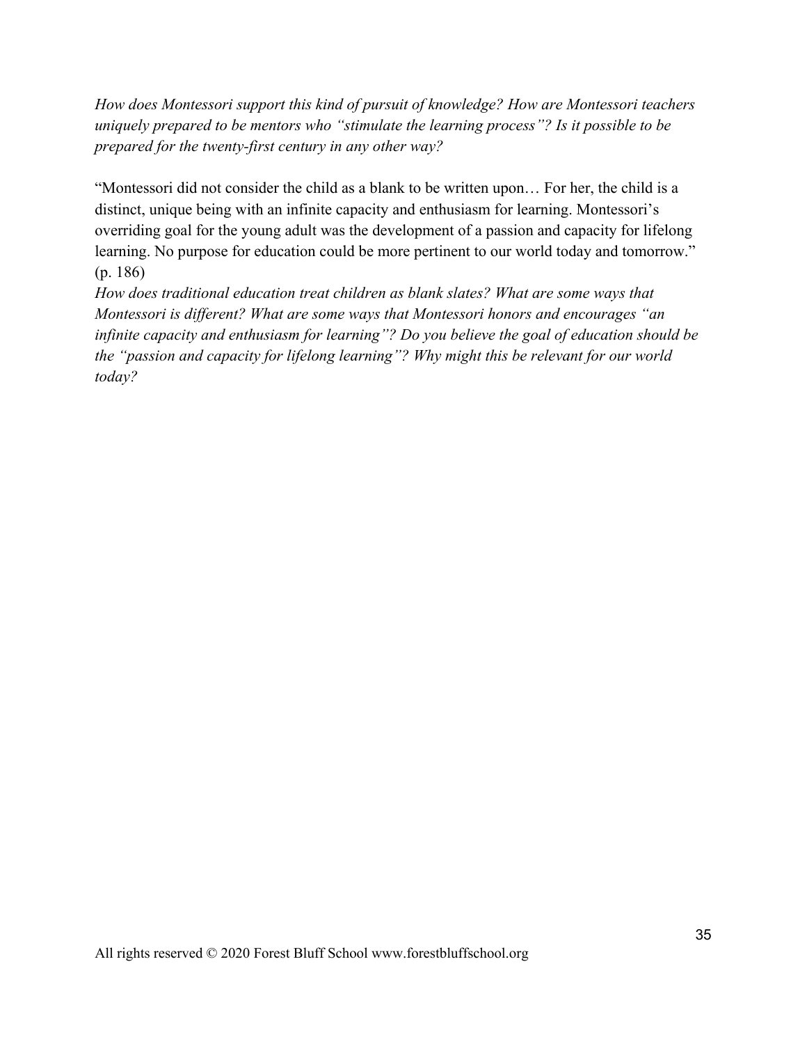*How does Montessori support this kind of pursuit of knowledge? How are Montessori teachers uniquely prepared to be mentors who "stimulate the learning process"? Is it possible to be prepared for the twenty-first century in any other way?*

"Montessori did not consider the child as a blank to be written upon… For her, the child is a distinct, unique being with an infinite capacity and enthusiasm for learning. Montessori's overriding goal for the young adult was the development of a passion and capacity for lifelong learning. No purpose for education could be more pertinent to our world today and tomorrow." (p. 186)

*How does traditional education treat children as blank slates? What are some ways that Montessori is different? What are some ways that Montessori honors and encourages "an infinite capacity and enthusiasm for learning"? Do you believe the goal of education should be the "passion and capacity for lifelong learning"? Why might this be relevant for our world today?*